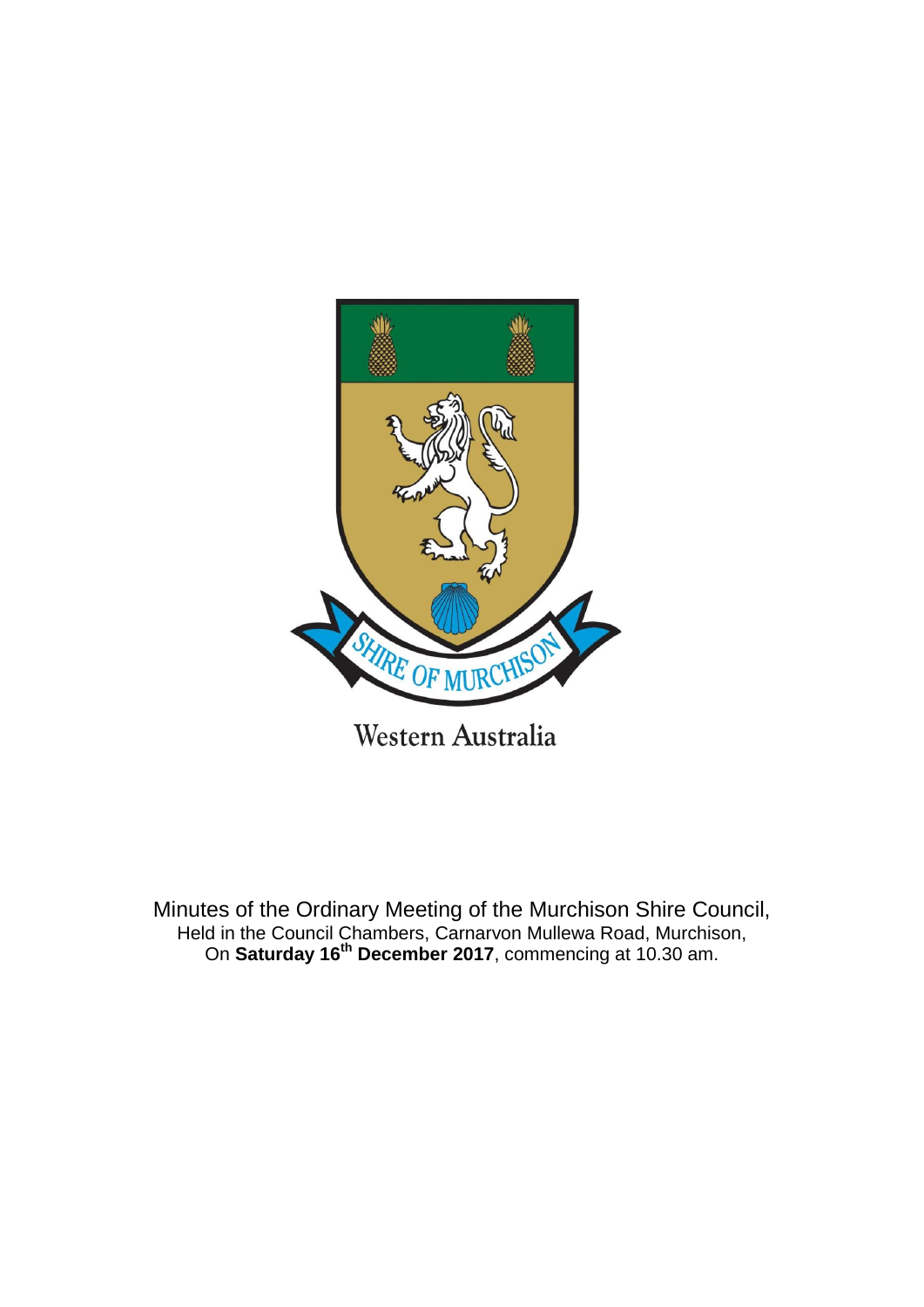SHIRE OF MURCHISON

Western Australia

Minutes of the Ordinary Meeting of the Murchison Shire Council,
Held in the Council Chambers, Carnarvon Mullewa Road, Murchison,
On **Saturday 16th December 2017**, commencing at 10.30 am.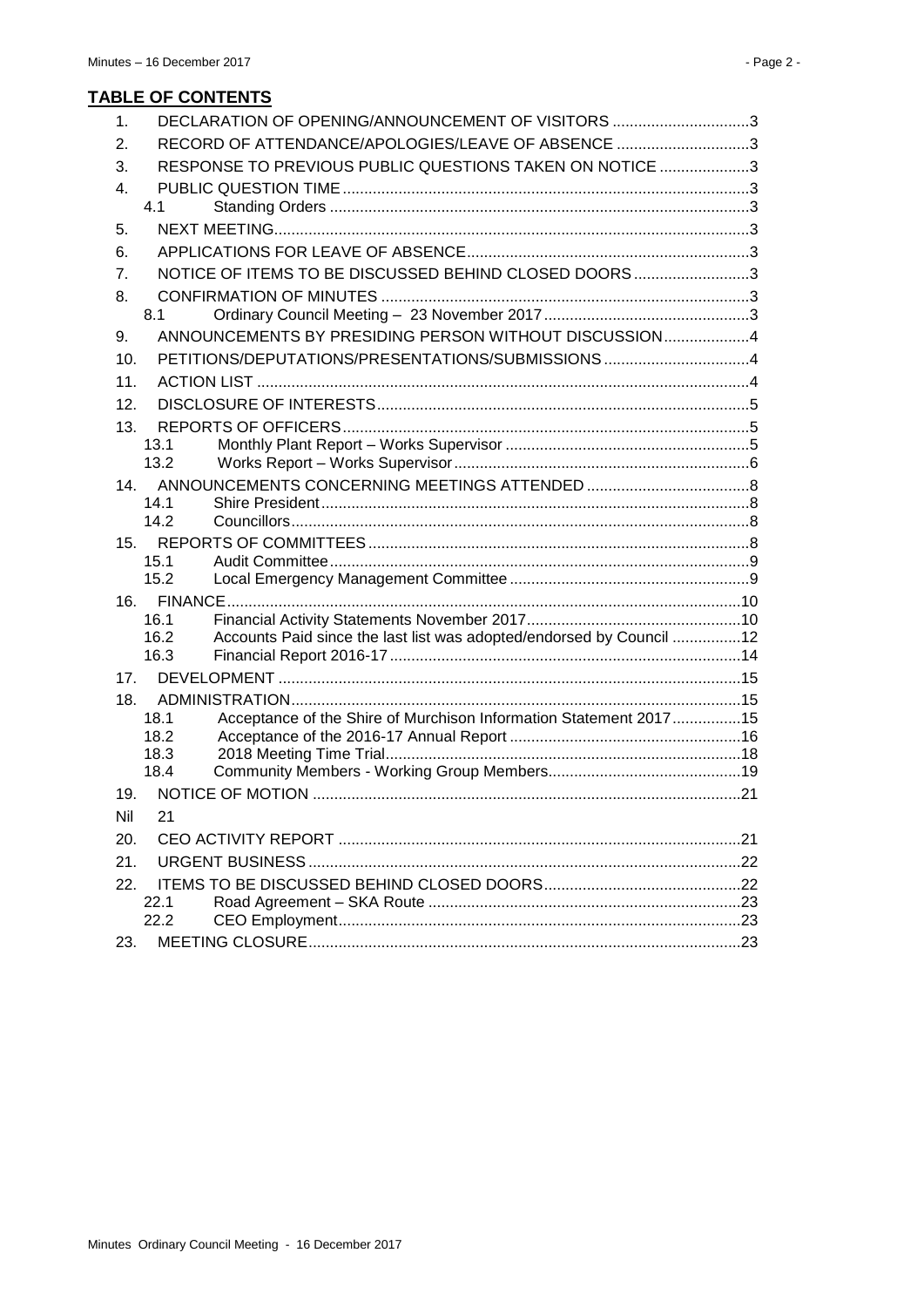## TABLE OF CONTENTS

1. DECLARATION OF OPENING/ANNOUNCEMENT OF VISITORS ................................3
2. RECORD OF ATTENDANCE/APOLOGIES/LEAVE OF ABSENCE ...............................3
3. RESPONSE TO PREVIOUS PUBLIC QUESTIONS TAKEN ON NOTICE .....................3
4. PUBLIC QUESTION TIME..............................................................................................3
   - 4.1 Standing Orders .................................................................................................3
5. NEXT MEETING..............................................................................................................3
6. APPLICATIONS FOR LEAVE OF ABSENCE.................................................................3
7. NOTICE OF ITEMS TO BE DISCUSSED BEHIND CLOSED DOORS...........................3
8. CONFIRMATION OF MINUTES .....................................................................................3
   - 8.1 Ordinary Council Meeting – 23 November 2017................................................3
9. ANNOUNCEMENTS BY PRESIDING PERSON WITHOUT DISCUSSION....................4
10. PETITIONS/DEPUTATIONS/PRESENTATIONS/SUBMISSIONS ..................................4
11. ACTION LIST ..................................................................................................................4
12. DISCLOSURE OF INTERESTS......................................................................................5
13. REPORTS OF OFFICERS..............................................................................................5
    - 13.1 Monthly Plant Report – Works Supervisor .........................................................5
    - 13.2 Works Report – Works Supervisor....................................................................6
14. ANNOUNCEMENTS CONCERNING MEETINGS ATTENDED ......................................8
    - 14.1 Shire President...................................................................................................8
    - 14.2 Councillors..........................................................................................................8
15. REPORTS OF COMMITTEES........................................................................................8
    - 15.1 Audit Committee.................................................................................................9
    - 15.2 Local Emergency Management Committee........................................................9
16. FINANCE.......................................................................................................................10
    - 16.1 Financial Activity Statements November 2017.................................................10
    - 16.2 Accounts Paid since the last list was adopted/endorsed by Council ................12
    - 16.3 Financial Report 2016-17.................................................................................14
17. DEVELOPMENT ...........................................................................................................15
18. ADMINISTRATION........................................................................................................15
    - 18.1 Acceptance of the Shire of Murchison Information Statement 2017................15
    - 18.2 Acceptance of the 2016-17 Annual Report ......................................................16
    - 18.3 2018 Meeting Time Trial..................................................................................18
    - 18.4 Community Members - Working Group Members.............................................19
19. NOTICE OF MOTION ...................................................................................................21

Nil 21

20. CEO ACTIVITY REPORT .............................................................................................21
21. URGENT BUSINESS ....................................................................................................22
22. ITEMS TO BE DISCUSSED BEHIND CLOSED DOORS..............................................22
    - 22.1 Road Agreement – SKA Route ........................................................................23
    - 22.2 CEO Employment.............................................................................................23
23. MEETING CLOSURE....................................................................................................23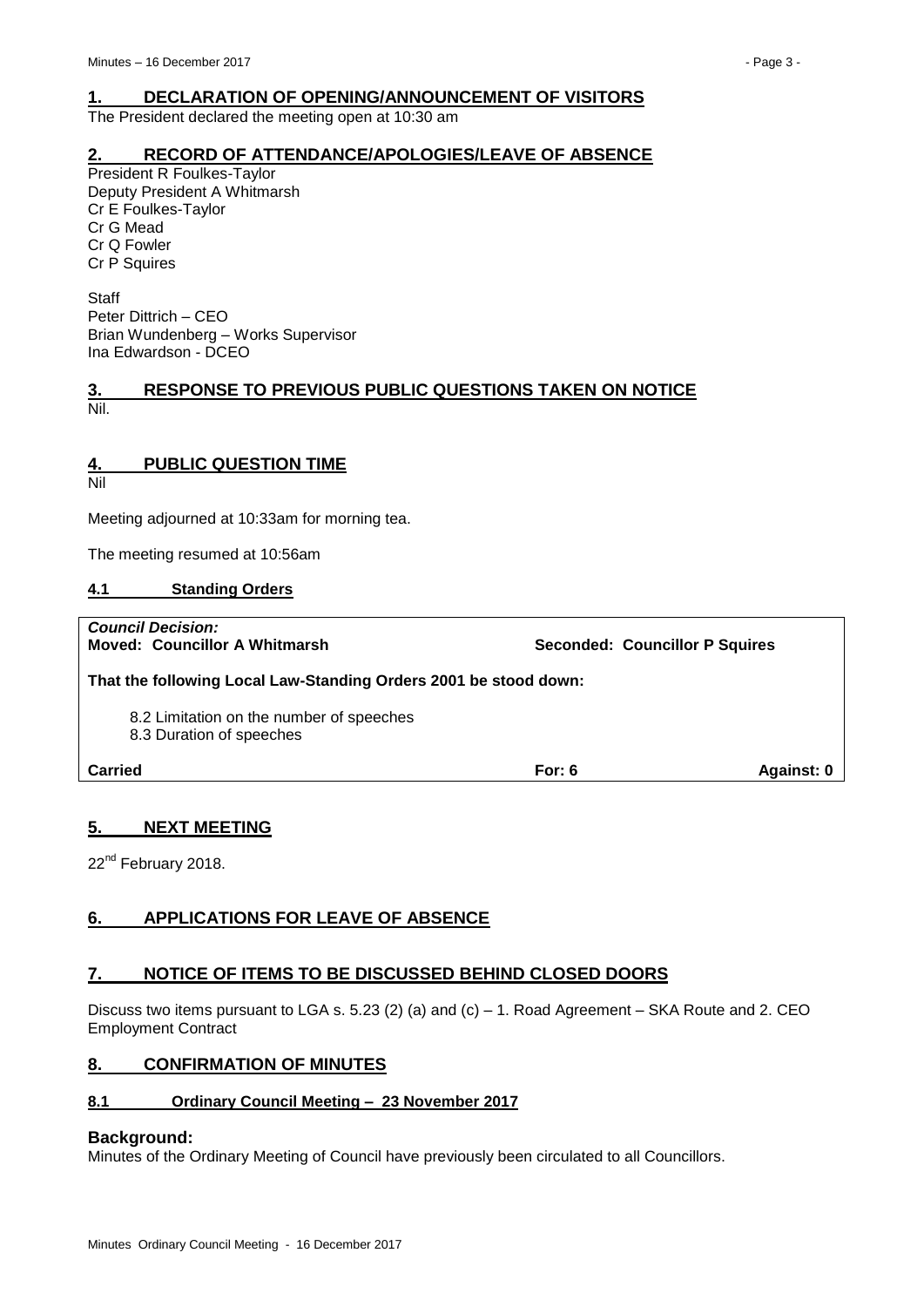## 1. DECLARATION OF OPENING/ANNOUNCEMENT OF VISITORS

The President declared the meeting open at 10:30 am

## 2. RECORD OF ATTENDANCE/APOLOGIES/LEAVE OF ABSENCE

President R Foulkes-Taylor
Deputy President A Whitmarsh
Cr E Foulkes-Taylor
Cr G Mead
Cr Q Fowler
Cr P Squires

Staff
Peter Dittrich – CEO
Brian Wundenberg – Works Supervisor
Ina Edwardson - DCEO

## 3. RESPONSE TO PREVIOUS PUBLIC QUESTIONS TAKEN ON NOTICE

Nil.

## 4. PUBLIC QUESTION TIME

Nil

Meeting adjourned at 10:33am for morning tea.

The meeting resumed at 10:56am

### 4.1 Standing Orders

***Council Decision:***
**Moved: Councillor A Whitmarsh** **Seconded: Councillor P Squires**

**That the following Local Law-Standing Orders 2001 be stood down:**

8.2 Limitation on the number of speeches
8.3 Duration of speeches

**Carried** **For: 6** **Against: 0**

## 5. NEXT MEETING

22nd February 2018.

## 6. APPLICATIONS FOR LEAVE OF ABSENCE

## 7. NOTICE OF ITEMS TO BE DISCUSSED BEHIND CLOSED DOORS

Discuss two items pursuant to LGA s. 5.23 (2) (a) and (c) – 1. Road Agreement – SKA Route and 2. CEO Employment Contract

## 8. CONFIRMATION OF MINUTES

### 8.1 Ordinary Council Meeting – 23 November 2017

**Background:**
Minutes of the Ordinary Meeting of Council have previously been circulated to all Councillors.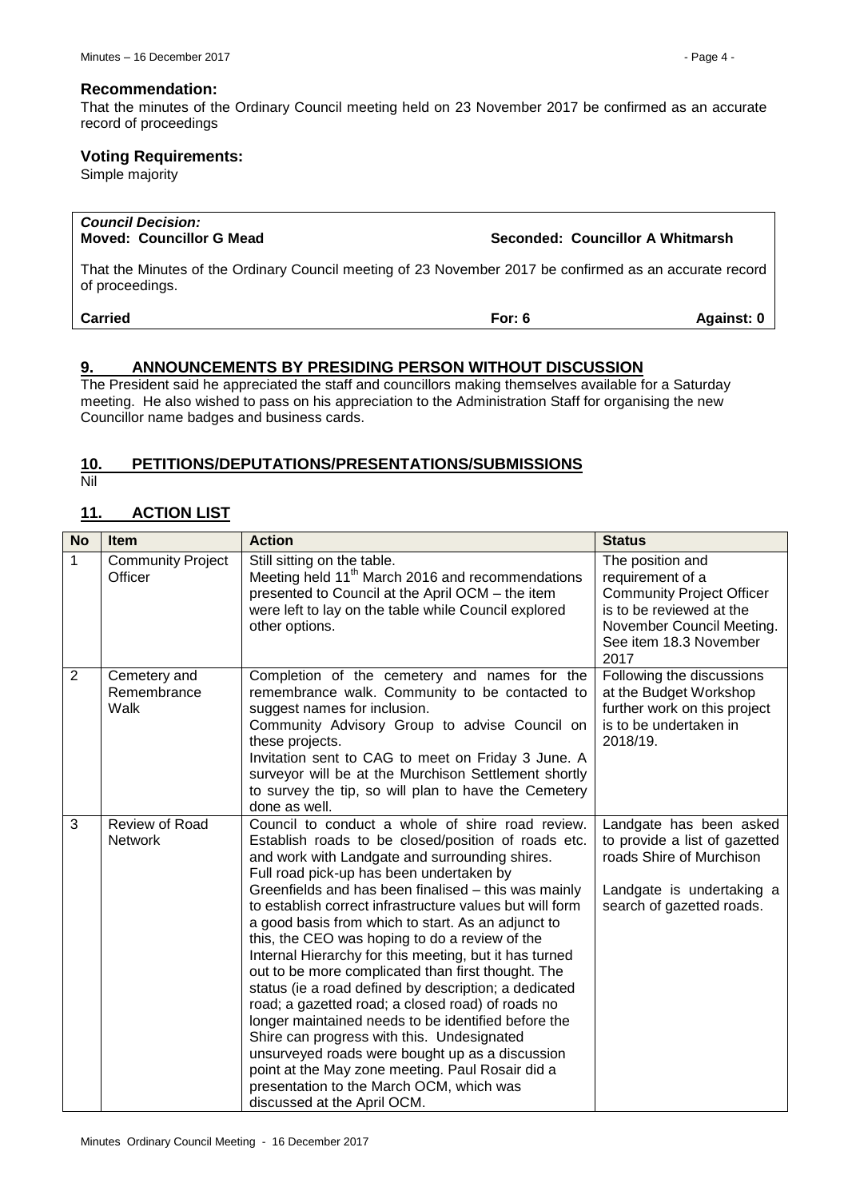**Recommendation:**

That the minutes of the Ordinary Council meeting held on 23 November 2017 be confirmed as an accurate record of proceedings

**Voting Requirements:**

Simple majority

***Council Decision:***

**Moved: Councillor G Mead** **Seconded: Councillor A Whitmarsh**

That the Minutes of the Ordinary Council meeting of 23 November 2017 be confirmed as an accurate record of proceedings.

**Carried** **For: 6** **Against: 0**

## 9. ANNOUNCEMENTS BY PRESIDING PERSON WITHOUT DISCUSSION

The President said he appreciated the staff and councillors making themselves available for a Saturday meeting. He also wished to pass on his appreciation to the Administration Staff for organising the new Councillor name badges and business cards.

## 10. PETITIONS/DEPUTATIONS/PRESENTATIONS/SUBMISSIONS

Nil

## 11. ACTION LIST

| No | Item | Action | Status |
|---|---|---|---|
| 1 | Community Project Officer | Still sitting on the table. Meeting held 11th March 2016 and recommendations presented to Council at the April OCM – the item were left to lay on the table while Council explored other options. | The position and requirement of a Community Project Officer is to be reviewed at the November Council Meeting. See item 18.3 November 2017 |
| 2 | Cemetery and Remembrance Walk | Completion of the cemetery and names for the remembrance walk. Community to be contacted to suggest names for inclusion. Community Advisory Group to advise Council on these projects. Invitation sent to CAG to meet on Friday 3 June. A surveyor will be at the Murchison Settlement shortly to survey the tip, so will plan to have the Cemetery done as well. | Following the discussions at the Budget Workshop further work on this project is to be undertaken in 2018/19. |
| 3 | Review of Road Network | Council to conduct a whole of shire road review. Establish roads to be closed/position of roads etc. and work with Landgate and surrounding shires. Full road pick-up has been undertaken by Greenfields and has been finalised – this was mainly to establish correct infrastructure values but will form a good basis from which to start. As an adjunct to this, the CEO was hoping to do a review of the Internal Hierarchy for this meeting, but it has turned out to be more complicated than first thought. The status (ie a road defined by description; a dedicated road; a gazetted road; a closed road) of roads no longer maintained needs to be identified before the Shire can progress with this. Undesignated unsurveyed roads were bought up as a discussion point at the May zone meeting. Paul Rosair did a presentation to the March OCM, which was discussed at the April OCM. | Landgate has been asked to provide a list of gazetted roads Shire of Murchison<br><br>Landgate is undertaking a search of gazetted roads. |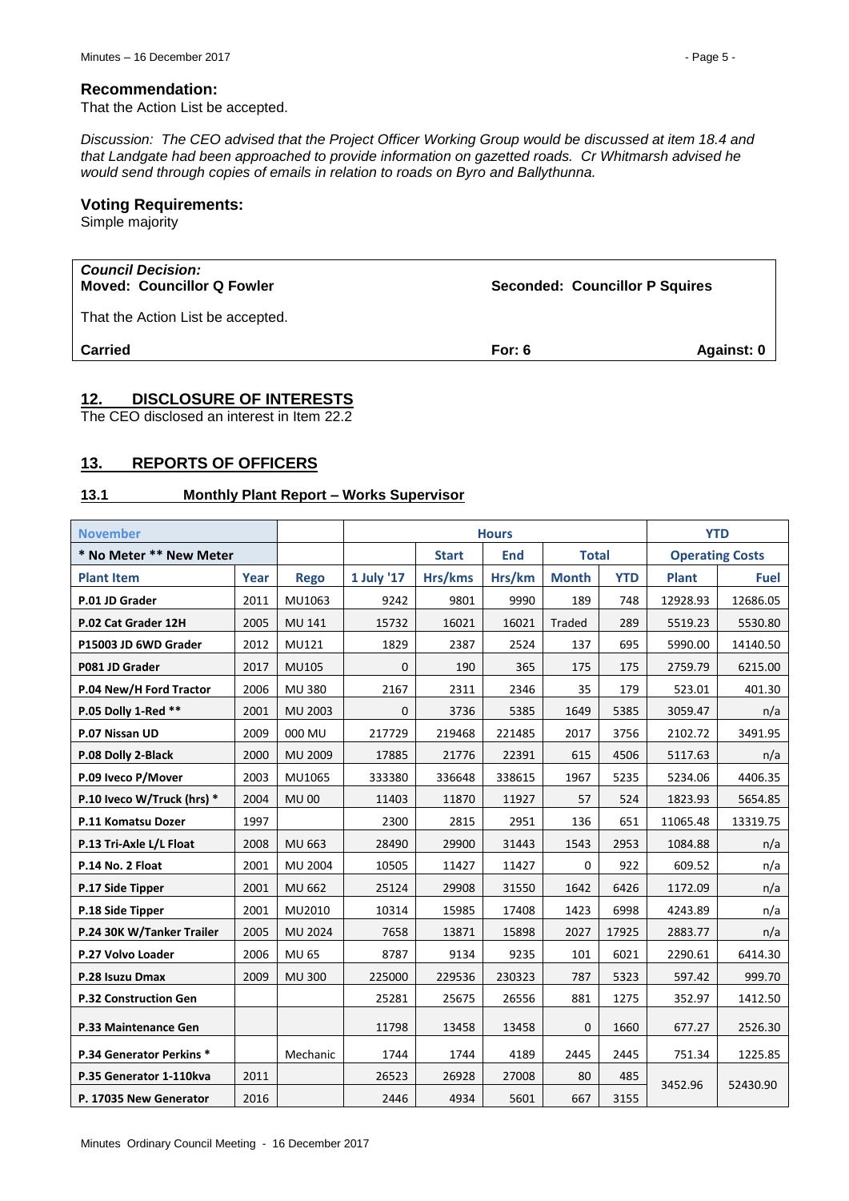### Recommendation:

That the Action List be accepted.

*Discussion: The CEO advised that the Project Officer Working Group would be discussed at item 18.4 and that Landgate had been approached to provide information on gazetted roads. Cr Whitmarsh advised he would send through copies of emails in relation to roads on Byro and Ballythunna.*

### Voting Requirements:

Simple majority

| ***Council Decision:*** **Moved: Councillor Q Fowler** | **Seconded: Councillor P Squires** | |
|---|---|---|
| That the Action List be accepted. | | |
| **Carried** | **For: 6** | **Against: 0** |

## 12. DISCLOSURE OF INTERESTS

The CEO disclosed an interest in Item 22.2

## 13. REPORTS OF OFFICERS

### 13.1 Monthly Plant Report – Works Supervisor

| November | | | Hours | | | | | YTD | |
|---|---|---|---|---|---|---|---|---|---|
| * No Meter ** New Meter | | | | Start | End | Total | | Operating Costs | |
| Plant Item | Year | Rego | 1 July '17 | Hrs/kms | Hrs/km | Month | YTD | Plant | Fuel |
| P.01 JD Grader | 2011 | MU1063 | 9242 | 9801 | 9990 | 189 | 748 | 12928.93 | 12686.05 |
| P.02 Cat Grader 12H | 2005 | MU 141 | 15732 | 16021 | 16021 | Traded | 289 | 5519.23 | 5530.80 |
| P15003 JD 6WD Grader | 2012 | MU121 | 1829 | 2387 | 2524 | 137 | 695 | 5990.00 | 14140.50 |
| P081 JD Grader | 2017 | MU105 | 0 | 190 | 365 | 175 | 175 | 2759.79 | 6215.00 |
| P.04 New/H Ford Tractor | 2006 | MU 380 | 2167 | 2311 | 2346 | 35 | 179 | 523.01 | 401.30 |
| P.05 Dolly 1-Red ** | 2001 | MU 2003 | 0 | 3736 | 5385 | 1649 | 5385 | 3059.47 | n/a |
| P.07 Nissan UD | 2009 | 000 MU | 217729 | 219468 | 221485 | 2017 | 3756 | 2102.72 | 3491.95 |
| P.08 Dolly 2-Black | 2000 | MU 2009 | 17885 | 21776 | 22391 | 615 | 4506 | 5117.63 | n/a |
| P.09 Iveco P/Mover | 2003 | MU1065 | 333380 | 336648 | 338615 | 1967 | 5235 | 5234.06 | 4406.35 |
| P.10 Iveco W/Truck (hrs) * | 2004 | MU 00 | 11403 | 11870 | 11927 | 57 | 524 | 1823.93 | 5654.85 |
| P.11 Komatsu Dozer | 1997 | | 2300 | 2815 | 2951 | 136 | 651 | 11065.48 | 13319.75 |
| P.13 Tri-Axle L/L Float | 2008 | MU 663 | 28490 | 29900 | 31443 | 1543 | 2953 | 1084.88 | n/a |
| P.14 No. 2 Float | 2001 | MU 2004 | 10505 | 11427 | 11427 | 0 | 922 | 609.52 | n/a |
| P.17 Side Tipper | 2001 | MU 662 | 25124 | 29908 | 31550 | 1642 | 6426 | 1172.09 | n/a |
| P.18 Side Tipper | 2001 | MU2010 | 10314 | 15985 | 17408 | 1423 | 6998 | 4243.89 | n/a |
| P.24 30K W/Tanker Trailer | 2005 | MU 2024 | 7658 | 13871 | 15898 | 2027 | 17925 | 2883.77 | n/a |
| P.27 Volvo Loader | 2006 | MU 65 | 8787 | 9134 | 9235 | 101 | 6021 | 2290.61 | 6414.30 |
| P.28 Isuzu Dmax | 2009 | MU 300 | 225000 | 229536 | 230323 | 787 | 5323 | 597.42 | 999.70 |
| P.32 Construction Gen | | | 25281 | 25675 | 26556 | 881 | 1275 | 352.97 | 1412.50 |
| P.33 Maintenance Gen | | | 11798 | 13458 | 13458 | 0 | 1660 | 677.27 | 2526.30 |
| P.34 Generator Perkins * | | Mechanic | 1744 | 1744 | 4189 | 2445 | 2445 | 751.34 | 1225.85 |
| P.35 Generator 1-110kva | 2011 | | 26523 | 26928 | 27008 | 80 | 485 | 3452.96 | 52430.90 |
| P. 17035 New Generator | 2016 | | 2446 | 4934 | 5601 | 667 | 3155 | | |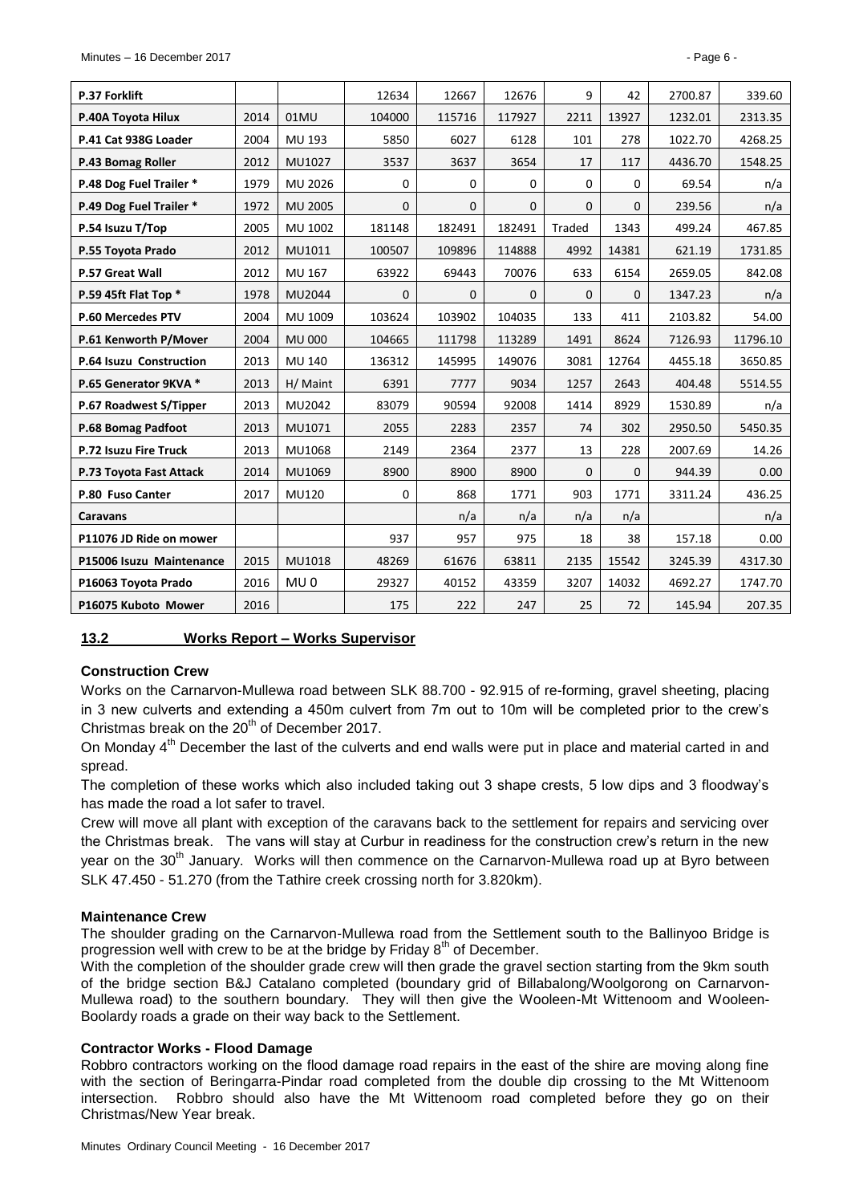| P.37 Forklift | | | 12634 | 12667 | 12676 | 9 | 42 | 2700.87 | 339.60 |
|---|---|---|---|---|---|---|---|---|---|
| P.40A Toyota Hilux | 2014 | 01MU | 104000 | 115716 | 117927 | 2211 | 13927 | 1232.01 | 2313.35 |
| P.41 Cat 938G Loader | 2004 | MU 193 | 5850 | 6027 | 6128 | 101 | 278 | 1022.70 | 4268.25 |
| P.43 Bomag Roller | 2012 | MU1027 | 3537 | 3637 | 3654 | 17 | 117 | 4436.70 | 1548.25 |
| P.48 Dog Fuel Trailer * | 1979 | MU 2026 | 0 | 0 | 0 | 0 | 0 | 69.54 | n/a |
| P.49 Dog Fuel Trailer * | 1972 | MU 2005 | 0 | 0 | 0 | 0 | 0 | 239.56 | n/a |
| P.54 Isuzu T/Top | 2005 | MU 1002 | 181148 | 182491 | 182491 | Traded | 1343 | 499.24 | 467.85 |
| P.55 Toyota Prado | 2012 | MU1011 | 100507 | 109896 | 114888 | 4992 | 14381 | 621.19 | 1731.85 |
| P.57 Great Wall | 2012 | MU 167 | 63922 | 69443 | 70076 | 633 | 6154 | 2659.05 | 842.08 |
| P.59 45ft Flat Top * | 1978 | MU2044 | 0 | 0 | 0 | 0 | 0 | 1347.23 | n/a |
| P.60 Mercedes PTV | 2004 | MU 1009 | 103624 | 103902 | 104035 | 133 | 411 | 2103.82 | 54.00 |
| P.61 Kenworth P/Mover | 2004 | MU 000 | 104665 | 111798 | 113289 | 1491 | 8624 | 7126.93 | 11796.10 |
| P.64 Isuzu Construction | 2013 | MU 140 | 136312 | 145995 | 149076 | 3081 | 12764 | 4455.18 | 3650.85 |
| P.65 Generator 9KVA * | 2013 | H/ Maint | 6391 | 7777 | 9034 | 1257 | 2643 | 404.48 | 5514.55 |
| P.67 Roadwest S/Tipper | 2013 | MU2042 | 83079 | 90594 | 92008 | 1414 | 8929 | 1530.89 | n/a |
| P.68 Bomag Padfoot | 2013 | MU1071 | 2055 | 2283 | 2357 | 74 | 302 | 2950.50 | 5450.35 |
| P.72 Isuzu Fire Truck | 2013 | MU1068 | 2149 | 2364 | 2377 | 13 | 228 | 2007.69 | 14.26 |
| P.73 Toyota Fast Attack | 2014 | MU1069 | 8900 | 8900 | 8900 | 0 | 0 | 944.39 | 0.00 |
| P.80 Fuso Canter | 2017 | MU120 | 0 | 868 | 1771 | 903 | 1771 | 3311.24 | 436.25 |
| Caravans | | | | n/a | n/a | n/a | n/a | | n/a |
| P11076 JD Ride on mower | | | 937 | 957 | 975 | 18 | 38 | 157.18 | 0.00 |
| P15006 Isuzu Maintenance | 2015 | MU1018 | 48269 | 61676 | 63811 | 2135 | 15542 | 3245.39 | 4317.30 |
| P16063 Toyota Prado | 2016 | MU 0 | 29327 | 40152 | 43359 | 3207 | 14032 | 4692.27 | 1747.70 |
| P16075 Kuboto Mower | 2016 | | 175 | 222 | 247 | 25 | 72 | 145.94 | 207.35 |

## 13.2 Works Report – Works Supervisor

### Construction Crew

Works on the Carnarvon-Mullewa road between SLK 88.700 - 92.915 of re-forming, gravel sheeting, placing in 3 new culverts and extending a 450m culvert from 7m out to 10m will be completed prior to the crew's Christmas break on the 20th of December 2017.

On Monday 4th December the last of the culverts and end walls were put in place and material carted in and spread.

The completion of these works which also included taking out 3 shape crests, 5 low dips and 3 floodway's has made the road a lot safer to travel.

Crew will move all plant with exception of the caravans back to the settlement for repairs and servicing over the Christmas break. The vans will stay at Curbur in readiness for the construction crew's return in the new year on the 30th January. Works will then commence on the Carnarvon-Mullewa road up at Byro between SLK 47.450 - 51.270 (from the Tathire creek crossing north for 3.820km).

### Maintenance Crew

The shoulder grading on the Carnarvon-Mullewa road from the Settlement south to the Ballinyoo Bridge is progression well with crew to be at the bridge by Friday 8th of December.

With the completion of the shoulder grade crew will then grade the gravel section starting from the 9km south of the bridge section B&J Catalano completed (boundary grid of Billabalong/Woolgorong on Carnarvon-Mullewa road) to the southern boundary. They will then give the Wooleen-Mt Wittenoom and Wooleen-Boolardy roads a grade on their way back to the Settlement.

### Contractor Works - Flood Damage

Robbro contractors working on the flood damage road repairs in the east of the shire are moving along fine with the section of Beringarra-Pindar road completed from the double dip crossing to the Mt Wittenoom intersection. Robbro should also have the Mt Wittenoom road completed before they go on their Christmas/New Year break.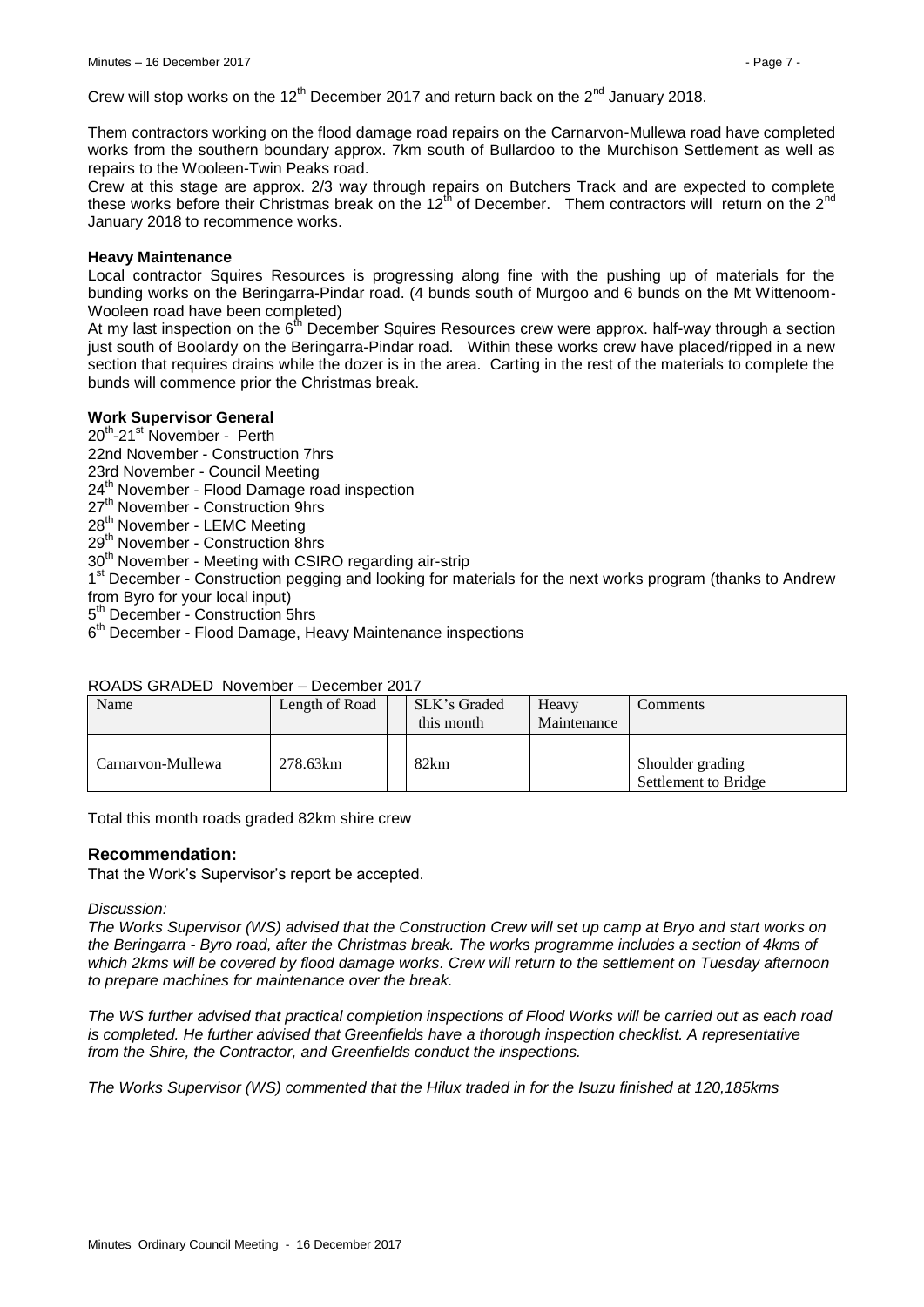Crew will stop works on the 12th December 2017 and return back on the 2nd January 2018.

Them contractors working on the flood damage road repairs on the Carnarvon-Mullewa road have completed works from the southern boundary approx. 7km south of Bullardoo to the Murchison Settlement as well as repairs to the Wooleen-Twin Peaks road.

Crew at this stage are approx. 2/3 way through repairs on Butchers Track and are expected to complete these works before their Christmas break on the 12th of December. Them contractors will return on the 2nd January 2018 to recommence works.

**Heavy Maintenance**

Local contractor Squires Resources is progressing along fine with the pushing up of materials for the bunding works on the Beringarra-Pindar road. (4 bunds south of Murgoo and 6 bunds on the Mt Wittenoom-Wooleen road have been completed)

At my last inspection on the 6th December Squires Resources crew were approx. half-way through a section just south of Boolardy on the Beringarra-Pindar road. Within these works crew have placed/ripped in a new section that requires drains while the dozer is in the area. Carting in the rest of the materials to complete the bunds will commence prior the Christmas break.

**Work Supervisor General**

20th-21st November - Perth
22nd November - Construction 7hrs
23rd November - Council Meeting
24th November - Flood Damage road inspection
27th November - Construction 9hrs
28th November - LEMC Meeting
29th November - Construction 8hrs
30th November - Meeting with CSIRO regarding air-strip
1st December - Construction pegging and looking for materials for the next works program (thanks to Andrew from Byro for your local input)
5th December - Construction 5hrs
6th December - Flood Damage, Heavy Maintenance inspections

ROADS GRADED November – December 2017

| Name | Length of Road | | SLK's Graded this month | Heavy Maintenance | Comments |
|---|---|---|---|---|---|
| | | | | | |
| Carnarvon-Mullewa | 278.63km | | 82km | | Shoulder grading Settlement to Bridge |

Total this month roads graded 82km shire crew

## Recommendation:

That the Work's Supervisor's report be accepted.

*Discussion:*

*The Works Supervisor (WS) advised that the Construction Crew will set up camp at Bryo and start works on the Beringarra - Byro road, after the Christmas break. The works programme includes a section of 4kms of which 2kms will be covered by flood damage works. Crew will return to the settlement on Tuesday afternoon to prepare machines for maintenance over the break.*

*The WS further advised that practical completion inspections of Flood Works will be carried out as each road is completed. He further advised that Greenfields have a thorough inspection checklist. A representative from the Shire, the Contractor, and Greenfields conduct the inspections.*

*The Works Supervisor (WS) commented that the Hilux traded in for the Isuzu finished at 120,185kms*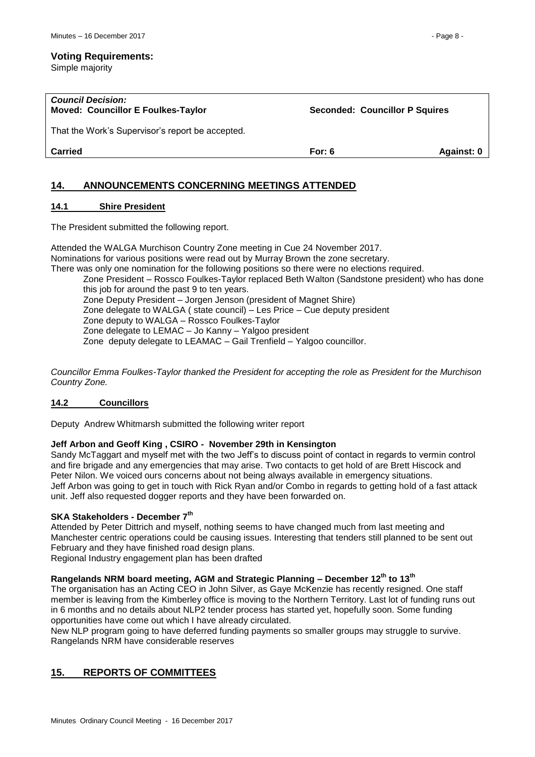**Voting Requirements:**
Simple majority

| *Council Decision:* Moved: Councillor E Foulkes-Taylor | Seconded: Councillor P Squires | |
|---|---|---|
| That the Work's Supervisor's report be accepted. | | |
| **Carried** | **For: 6** | **Against: 0** |

## 14. ANNOUNCEMENTS CONCERNING MEETINGS ATTENDED

### 14.1 Shire President

The President submitted the following report.

Attended the WALGA Murchison Country Zone meeting in Cue 24 November 2017.
Nominations for various positions were read out by Murray Brown the zone secretary.
There was only one nomination for the following positions so there were no elections required.

Zone President – Rossco Foulkes-Taylor replaced Beth Walton (Sandstone president) who has done this job for around the past 9 to ten years.
Zone Deputy President – Jorgen Jenson (president of Magnet Shire)
Zone delegate to WALGA ( state council) – Les Price – Cue deputy president
Zone deputy to WALGA – Rossco Foulkes-Taylor
Zone delegate to LEMAC – Jo Kanny – Yalgoo president
Zone deputy delegate to LEAMAC – Gail Trenfield – Yalgoo councillor.

*Councillor Emma Foulkes-Taylor thanked the President for accepting the role as President for the Murchison Country Zone.*

### 14.2 Councillors

Deputy Andrew Whitmarsh submitted the following writer report

**Jeff Arbon and Geoff King , CSIRO - November 29th in Kensington**

Sandy McTaggart and myself met with the two Jeff's to discuss point of contact in regards to vermin control and fire brigade and any emergencies that may arise. Two contacts to get hold of are Brett Hiscock and Peter Nilon. We voiced ours concerns about not being always available in emergency situations.
Jeff Arbon was going to get in touch with Rick Ryan and/or Combo in regards to getting hold of a fast attack unit. Jeff also requested dogger reports and they have been forwarded on.

**SKA Stakeholders - December 7th**

Attended by Peter Dittrich and myself, nothing seems to have changed much from last meeting and Manchester centric operations could be causing issues. Interesting that tenders still planned to be sent out February and they have finished road design plans.
Regional Industry engagement plan has been drafted

**Rangelands NRM board meeting, AGM and Strategic Planning – December 12th to 13th**

The organisation has an Acting CEO in John Silver, as Gaye McKenzie has recently resigned. One staff member is leaving from the Kimberley office is moving to the Northern Territory. Last lot of funding runs out in 6 months and no details about NLP2 tender process has started yet, hopefully soon. Some funding opportunities have come out which I have already circulated.
New NLP program going to have deferred funding payments so smaller groups may struggle to survive. Rangelands NRM have considerable reserves

## 15. REPORTS OF COMMITTEES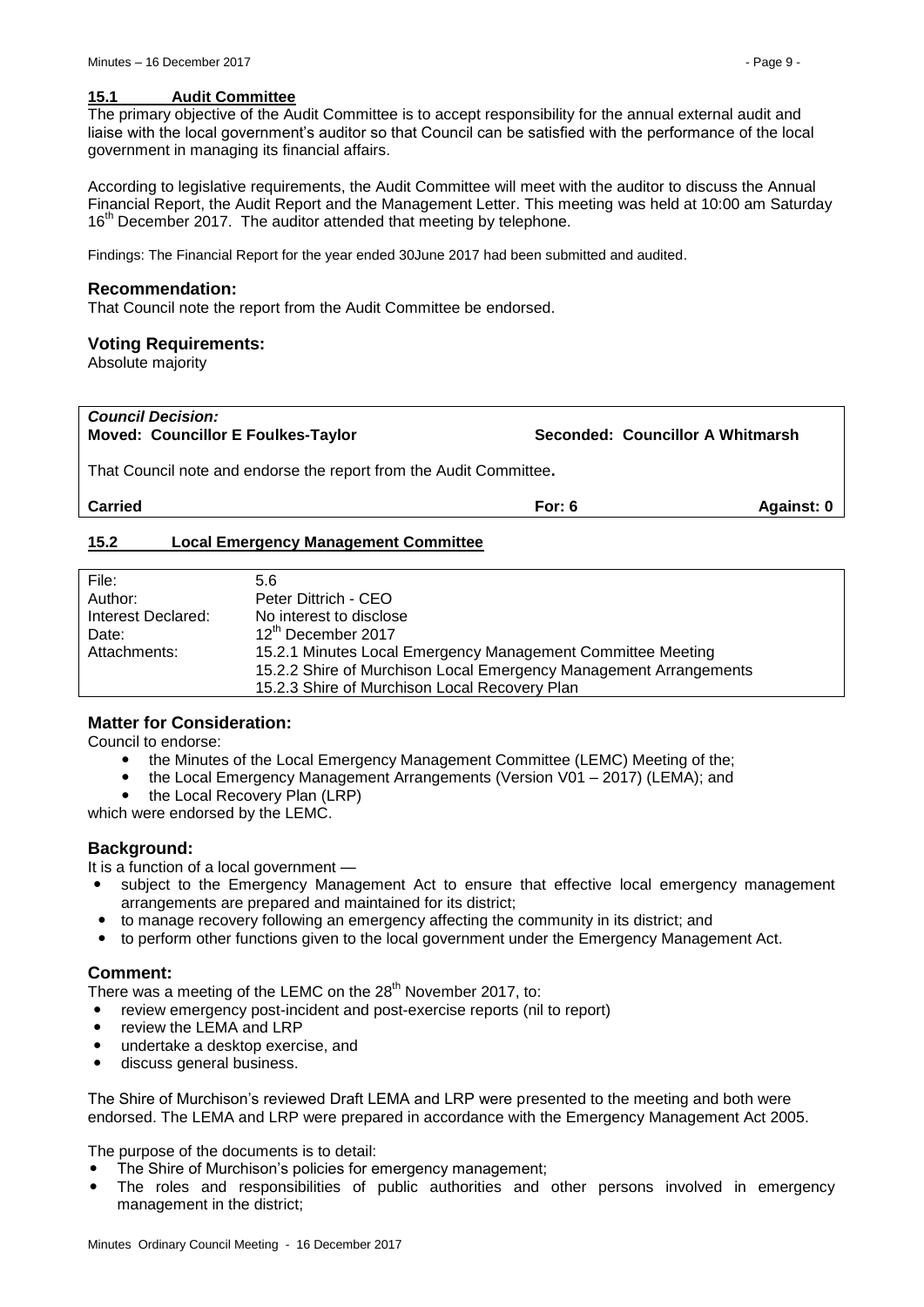## 15.1 Audit Committee

The primary objective of the Audit Committee is to accept responsibility for the annual external audit and liaise with the local government's auditor so that Council can be satisfied with the performance of the local government in managing its financial affairs.

According to legislative requirements, the Audit Committee will meet with the auditor to discuss the Annual Financial Report, the Audit Report and the Management Letter. This meeting was held at 10:00 am Saturday 16th December 2017. The auditor attended that meeting by telephone.

Findings: The Financial Report for the year ended 30June 2017 had been submitted and audited.

### Recommendation:

That Council note the report from the Audit Committee be endorsed.

### Voting Requirements:

Absolute majority

| | | |
|---|---|---|
| ***Council Decision:*** **Moved: Councillor E Foulkes-Taylor** | **Seconded: Councillor A Whitmarsh** | |
| That Council note and endorse the report from the Audit Committee**.** | | |
| **Carried** | **For: 6** | **Against: 0** |

## 15.2 Local Emergency Management Committee

| | |
|---|---|
| File: | 5.6 |
| Author: | Peter Dittrich - CEO |
| Interest Declared: | No interest to disclose |
| Date: | 12th December 2017 |
| Attachments: | 15.2.1 Minutes Local Emergency Management Committee Meeting<br>15.2.2 Shire of Murchison Local Emergency Management Arrangements<br>15.2.3 Shire of Murchison Local Recovery Plan |

### Matter for Consideration:

Council to endorse:

- the Minutes of the Local Emergency Management Committee (LEMC) Meeting of the;
- the Local Emergency Management Arrangements (Version V01 – 2017) (LEMA); and
- the Local Recovery Plan (LRP)

which were endorsed by the LEMC.

### Background:

It is a function of a local government —

- subject to the Emergency Management Act to ensure that effective local emergency management arrangements are prepared and maintained for its district;
- to manage recovery following an emergency affecting the community in its district; and
- to perform other functions given to the local government under the Emergency Management Act.

### Comment:

There was a meeting of the LEMC on the 28th November 2017, to:

- review emergency post-incident and post-exercise reports (nil to report)
- review the LEMA and LRP
- undertake a desktop exercise, and
- discuss general business.

The Shire of Murchison's reviewed Draft LEMA and LRP were presented to the meeting and both were endorsed. The LEMA and LRP were prepared in accordance with the Emergency Management Act 2005.

The purpose of the documents is to detail:

- The Shire of Murchison's policies for emergency management;
- The roles and responsibilities of public authorities and other persons involved in emergency management in the district;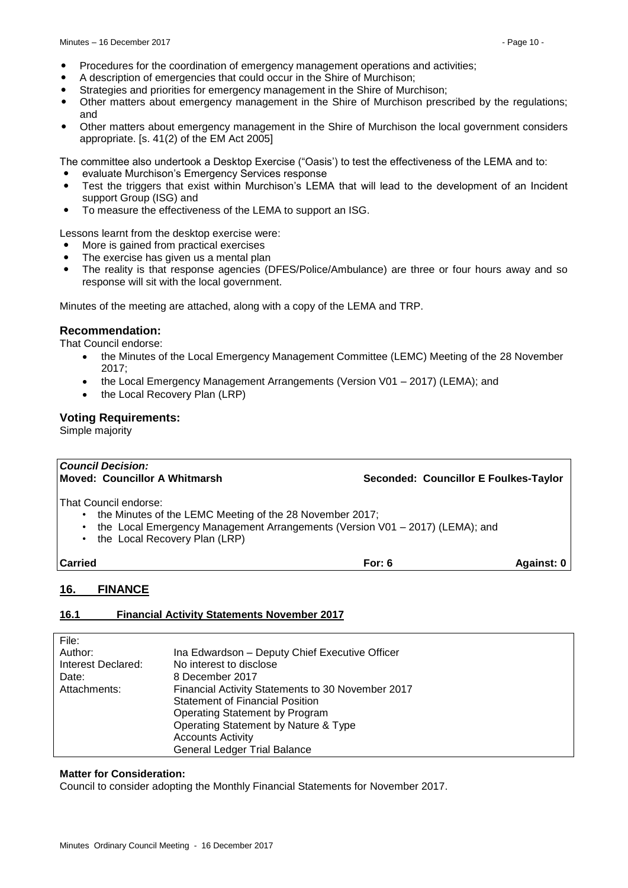- Procedures for the coordination of emergency management operations and activities;
- A description of emergencies that could occur in the Shire of Murchison;
- Strategies and priorities for emergency management in the Shire of Murchison;
- Other matters about emergency management in the Shire of Murchison prescribed by the regulations; and
- Other matters about emergency management in the Shire of Murchison the local government considers appropriate. [s. 41(2) of the EM Act 2005]

The committee also undertook a Desktop Exercise ("Oasis') to test the effectiveness of the LEMA and to:

- evaluate Murchison's Emergency Services response
- Test the triggers that exist within Murchison's LEMA that will lead to the development of an Incident support Group (ISG) and
- To measure the effectiveness of the LEMA to support an ISG.

Lessons learnt from the desktop exercise were:

- More is gained from practical exercises
- The exercise has given us a mental plan
- The reality is that response agencies (DFES/Police/Ambulance) are three or four hours away and so response will sit with the local government.

Minutes of the meeting are attached, along with a copy of the LEMA and TRP.

### Recommendation:

That Council endorse:

- the Minutes of the Local Emergency Management Committee (LEMC) Meeting of the 28 November 2017;
- the Local Emergency Management Arrangements (Version V01 – 2017) (LEMA); and
- the Local Recovery Plan (LRP)

### Voting Requirements:

Simple majority

***Council Decision:***

**Moved: Councillor A Whitmarsh** | **Seconded: Councillor E Foulkes-Taylor**

That Council endorse:

- the Minutes of the LEMC Meeting of the 28 November 2017;
- the Local Emergency Management Arrangements (Version V01 – 2017) (LEMA); and
- the Local Recovery Plan (LRP)

**Carried** | **For: 6** | **Against: 0**

## 16. FINANCE

### 16.1 Financial Activity Statements November 2017

| | |
|---|---|
| File: | |
| Author: | Ina Edwardson – Deputy Chief Executive Officer |
| Interest Declared: | No interest to disclose |
| Date: | 8 December 2017 |
| Attachments: | Financial Activity Statements to 30 November 2017<br>Statement of Financial Position<br>Operating Statement by Program<br>Operating Statement by Nature & Type<br>Accounts Activity<br>General Ledger Trial Balance |

**Matter for Consideration:**

Council to consider adopting the Monthly Financial Statements for November 2017.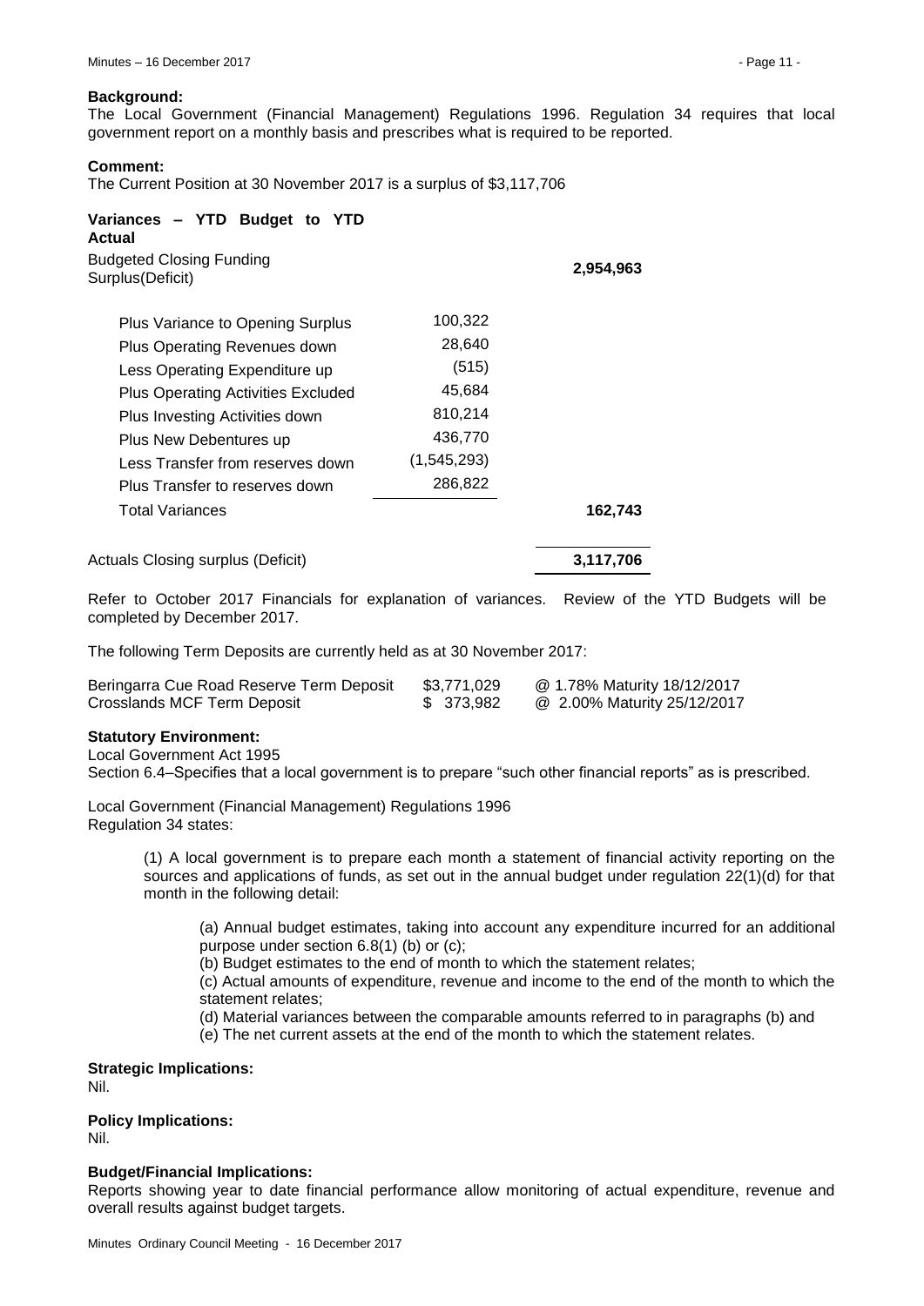**Background:**
The Local Government (Financial Management) Regulations 1996. Regulation 34 requires that local government report on a monthly basis and prescribes what is required to be reported.

**Comment:**
The Current Position at 30 November 2017 is a surplus of $3,117,706

**Variances – YTD Budget to YTD Actual**

| | | |
|---|---|---|
| Budgeted Closing Funding Surplus(Deficit) | | **2,954,963** |
| Plus Variance to Opening Surplus | 100,322 | |
| Plus Operating Revenues down | 28,640 | |
| Less Operating Expenditure up | (515) | |
| Plus Operating Activities Excluded | 45,684 | |
| Plus Investing Activities down | 810,214 | |
| Plus New Debentures up | 436,770 | |
| Less Transfer from reserves down | (1,545,293) | |
| Plus Transfer to reserves down | 286,822 | |
| Total Variances | | **162,743** |
| Actuals Closing surplus (Deficit) | | **3,117,706** |

Refer to October 2017 Financials for explanation of variances. Review of the YTD Budgets will be completed by December 2017.

The following Term Deposits are currently held as at 30 November 2017:

| | | |
|---|---|---|
| Beringarra Cue Road Reserve Term Deposit | $3,771,029 | @ 1.78% Maturity 18/12/2017 |
| Crosslands MCF Term Deposit | $ 373,982 | @ 2.00% Maturity 25/12/2017 |

**Statutory Environment:**
Local Government Act 1995
Section 6.4–Specifies that a local government is to prepare "such other financial reports" as is prescribed.

Local Government (Financial Management) Regulations 1996
Regulation 34 states:

> (1) A local government is to prepare each month a statement of financial activity reporting on the sources and applications of funds, as set out in the annual budget under regulation 22(1)(d) for that month in the following detail:
>
> > (a) Annual budget estimates, taking into account any expenditure incurred for an additional purpose under section 6.8(1) (b) or (c);
> > (b) Budget estimates to the end of month to which the statement relates;
> > (c) Actual amounts of expenditure, revenue and income to the end of the month to which the statement relates;
> > (d) Material variances between the comparable amounts referred to in paragraphs (b) and
> > (e) The net current assets at the end of the month to which the statement relates.

**Strategic Implications:**
Nil.

**Policy Implications:**
Nil.

**Budget/Financial Implications:**
Reports showing year to date financial performance allow monitoring of actual expenditure, revenue and overall results against budget targets.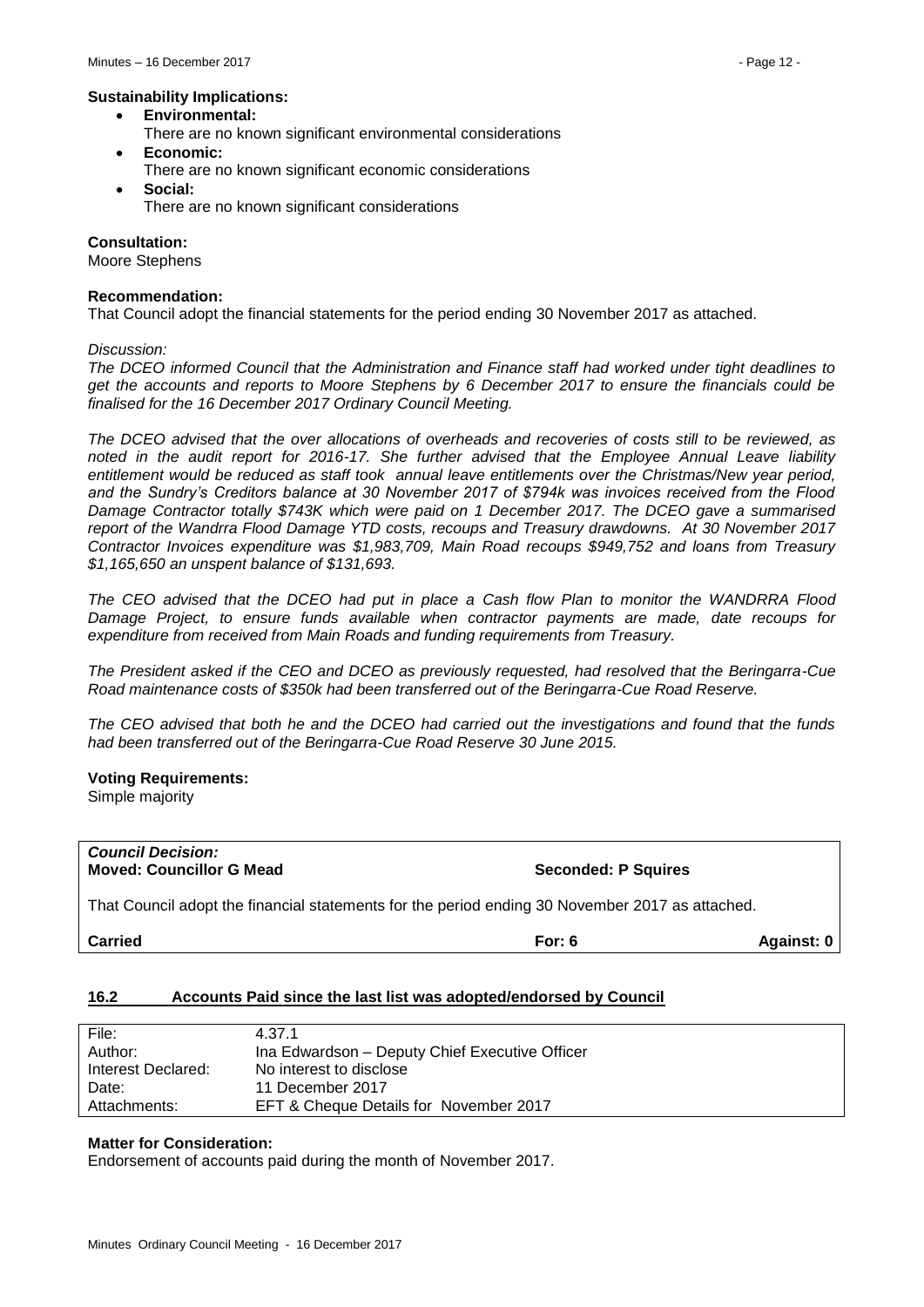**Sustainability Implications:**

- **Environmental:**
  There are no known significant environmental considerations
- **Economic:**
  There are no known significant economic considerations
- **Social:**
  There are no known significant considerations

**Consultation:**
Moore Stephens

**Recommendation:**
That Council adopt the financial statements for the period ending 30 November 2017 as attached.

*Discussion:*
*The DCEO informed Council that the Administration and Finance staff had worked under tight deadlines to get the accounts and reports to Moore Stephens by 6 December 2017 to ensure the financials could be finalised for the 16 December 2017 Ordinary Council Meeting.*

*The DCEO advised that the over allocations of overheads and recoveries of costs still to be reviewed, as noted in the audit report for 2016-17. She further advised that the Employee Annual Leave liability entitlement would be reduced as staff took annual leave entitlements over the Christmas/New year period, and the Sundry's Creditors balance at 30 November 2017 of $794k was invoices received from the Flood Damage Contractor totally $743K which were paid on 1 December 2017. The DCEO gave a summarised report of the Wandrra Flood Damage YTD costs, recoups and Treasury drawdowns. At 30 November 2017 Contractor Invoices expenditure was $1,983,709, Main Road recoups $949,752 and loans from Treasury $1,165,650 an unspent balance of $131,693.*

*The CEO advised that the DCEO had put in place a Cash flow Plan to monitor the WANDRRA Flood Damage Project, to ensure funds available when contractor payments are made, date recoups for expenditure from received from Main Roads and funding requirements from Treasury.*

*The President asked if the CEO and DCEO as previously requested, had resolved that the Beringarra-Cue Road maintenance costs of $350k had been transferred out of the Beringarra-Cue Road Reserve.*

*The CEO advised that both he and the DCEO had carried out the investigations and found that the funds had been transferred out of the Beringarra-Cue Road Reserve 30 June 2015.*

**Voting Requirements:**
Simple majority

| ***Council Decision:*** **Moved: Councillor G Mead** | **Seconded: P Squires** | |
|---|---|---|
| That Council adopt the financial statements for the period ending 30 November 2017 as attached. | | |
| **Carried** | **For: 6** | **Against: 0** |

## 16.2 Accounts Paid since the last list was adopted/endorsed by Council

| | |
|---|---|
| File: | 4.37.1 |
| Author: | Ina Edwardson – Deputy Chief Executive Officer |
| Interest Declared: | No interest to disclose |
| Date: | 11 December 2017 |
| Attachments: | EFT & Cheque Details for November 2017 |

**Matter for Consideration:**
Endorsement of accounts paid during the month of November 2017.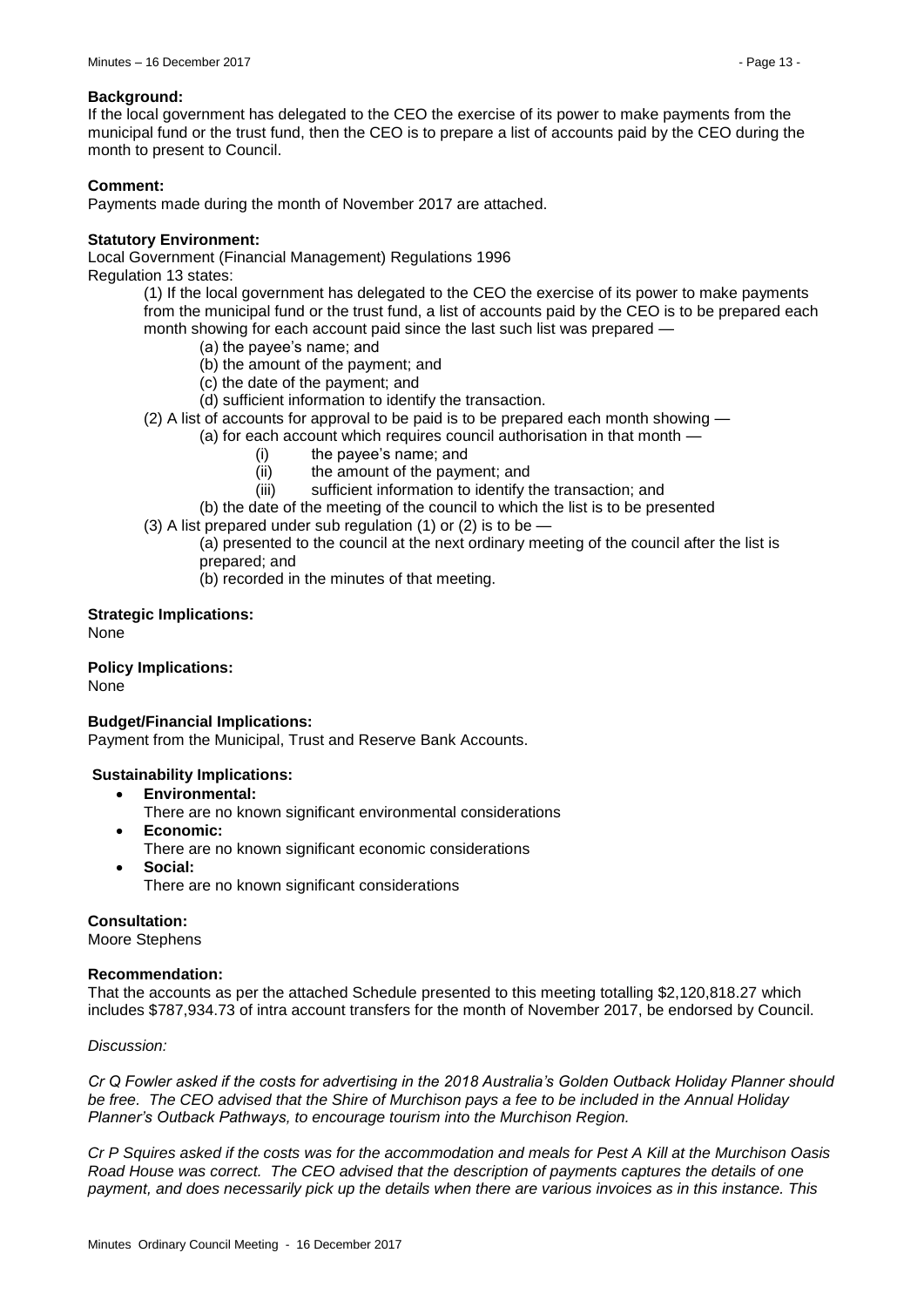**Background:**
If the local government has delegated to the CEO the exercise of its power to make payments from the municipal fund or the trust fund, then the CEO is to prepare a list of accounts paid by the CEO during the month to present to Council.

**Comment:**
Payments made during the month of November 2017 are attached.

**Statutory Environment:**
Local Government (Financial Management) Regulations 1996
Regulation 13 states:

(1) If the local government has delegated to the CEO the exercise of its power to make payments from the municipal fund or the trust fund, a list of accounts paid by the CEO is to be prepared each month showing for each account paid since the last such list was prepared —

(a) the payee's name; and
(b) the amount of the payment; and
(c) the date of the payment; and
(d) sufficient information to identify the transaction.

(2) A list of accounts for approval to be paid is to be prepared each month showing —

(a) for each account which requires council authorisation in that month —

(i) the payee's name; and
(ii) the amount of the payment; and
(iii) sufficient information to identify the transaction; and

(b) the date of the meeting of the council to which the list is to be presented

(3) A list prepared under sub regulation (1) or (2) is to be —

(a) presented to the council at the next ordinary meeting of the council after the list is prepared; and
(b) recorded in the minutes of that meeting.

**Strategic Implications:**
None

**Policy Implications:**
None

**Budget/Financial Implications:**
Payment from the Municipal, Trust and Reserve Bank Accounts.

**Sustainability Implications:**

- **Environmental:**
  There are no known significant environmental considerations
- **Economic:**
  There are no known significant economic considerations
- **Social:**
  There are no known significant considerations

**Consultation:**
Moore Stephens

**Recommendation:**
That the accounts as per the attached Schedule presented to this meeting totalling $2,120,818.27 which includes $787,934.73 of intra account transfers for the month of November 2017, be endorsed by Council.

*Discussion:*

*Cr Q Fowler asked if the costs for advertising in the 2018 Australia's Golden Outback Holiday Planner should be free. The CEO advised that the Shire of Murchison pays a fee to be included in the Annual Holiday Planner's Outback Pathways, to encourage tourism into the Murchison Region.*

*Cr P Squires asked if the costs was for the accommodation and meals for Pest A Kill at the Murchison Oasis Road House was correct. The CEO advised that the description of payments captures the details of one payment, and does necessarily pick up the details when there are various invoices as in this instance. This*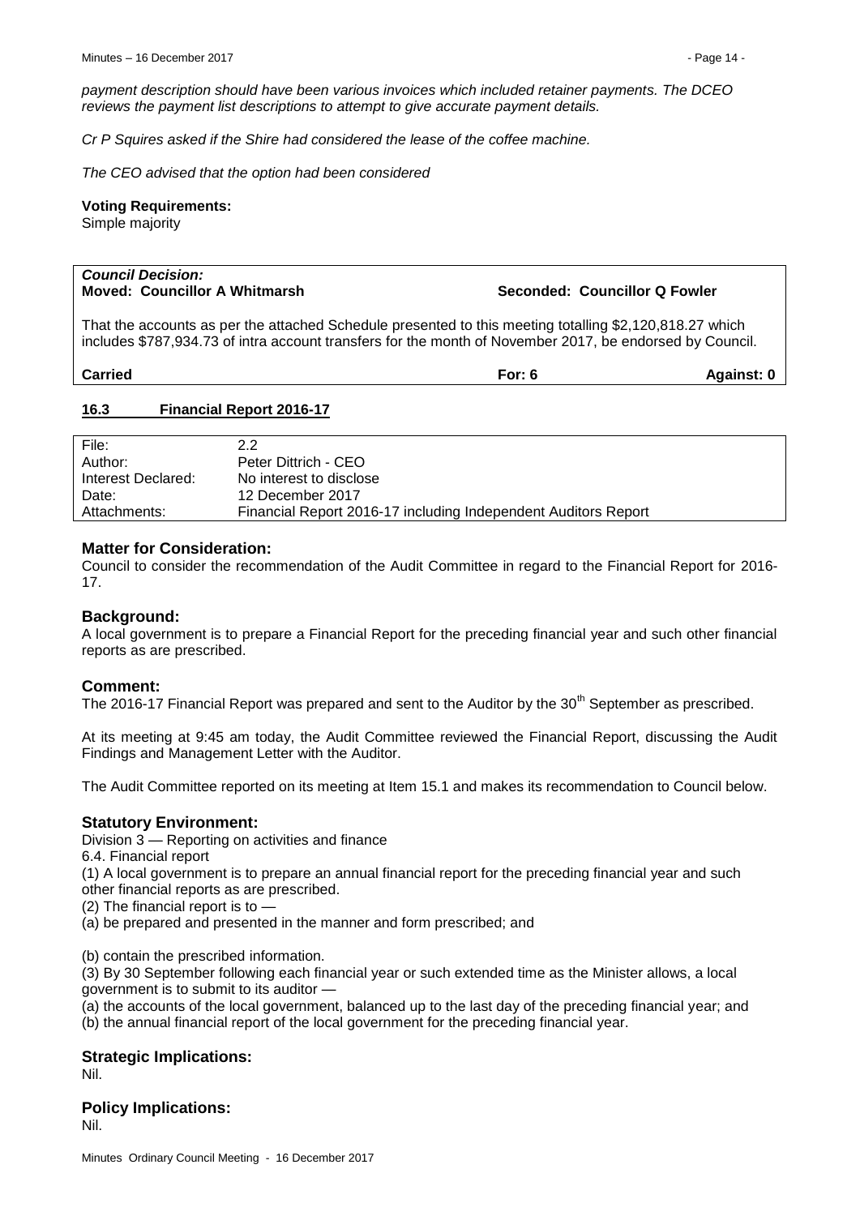*payment description should have been various invoices which included retainer payments. The DCEO reviews the payment list descriptions to attempt to give accurate payment details.*

*Cr P Squires asked if the Shire had considered the lease of the coffee machine.*

*The CEO advised that the option had been considered*

**Voting Requirements:**
Simple majority

***Council Decision:***
**Moved: Councillor A Whitmarsh** **Seconded: Councillor Q Fowler**

That the accounts as per the attached Schedule presented to this meeting totalling $2,120,818.27 which includes $787,934.73 of intra account transfers for the month of November 2017, be endorsed by Council.

**Carried** **For: 6** **Against: 0**

## 16.3 Financial Report 2016-17

| | |
|---|---|
| File: | 2.2 |
| Author: | Peter Dittrich - CEO |
| Interest Declared: | No interest to disclose |
| Date: | 12 December 2017 |
| Attachments: | Financial Report 2016-17 including Independent Auditors Report |

### Matter for Consideration:

Council to consider the recommendation of the Audit Committee in regard to the Financial Report for 2016-17.

### Background:

A local government is to prepare a Financial Report for the preceding financial year and such other financial reports as are prescribed.

### Comment:

The 2016-17 Financial Report was prepared and sent to the Auditor by the 30th September as prescribed.

At its meeting at 9:45 am today, the Audit Committee reviewed the Financial Report, discussing the Audit Findings and Management Letter with the Auditor.

The Audit Committee reported on its meeting at Item 15.1 and makes its recommendation to Council below.

### Statutory Environment:

Division 3 — Reporting on activities and finance

6.4. Financial report

(1) A local government is to prepare an annual financial report for the preceding financial year and such other financial reports as are prescribed.

(2) The financial report is to —

(a) be prepared and presented in the manner and form prescribed; and

(b) contain the prescribed information.

(3) By 30 September following each financial year or such extended time as the Minister allows, a local government is to submit to its auditor —

(a) the accounts of the local government, balanced up to the last day of the preceding financial year; and

(b) the annual financial report of the local government for the preceding financial year.

### Strategic Implications:

Nil.

### Policy Implications:

Nil.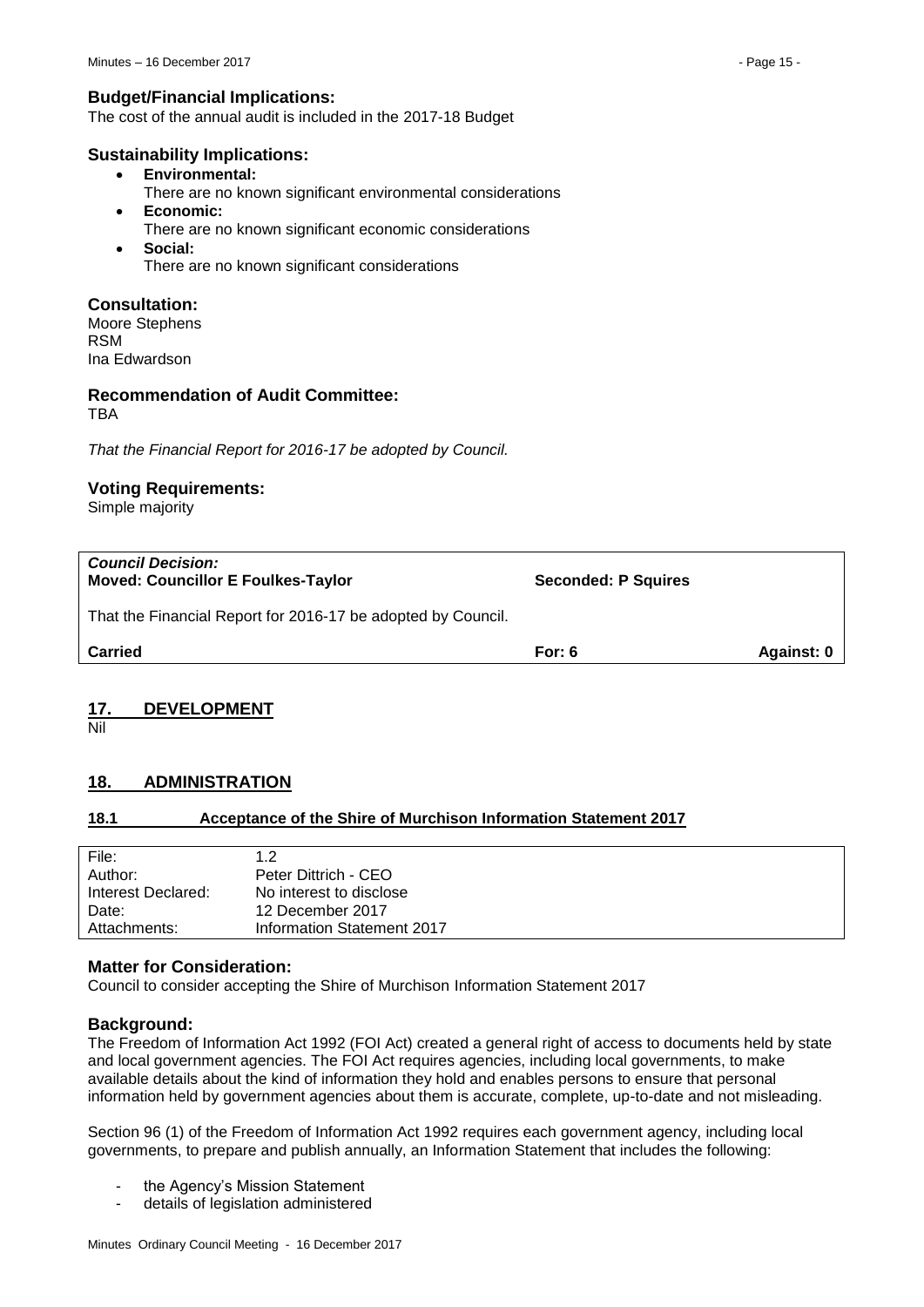### Budget/Financial Implications:

The cost of the annual audit is included in the 2017-18 Budget

### Sustainability Implications:

- **Environmental:**
  There are no known significant environmental considerations
- **Economic:**
  There are no known significant economic considerations
- **Social:**
  There are no known significant considerations

### Consultation:

Moore Stephens
RSM
Ina Edwardson

### Recommendation of Audit Committee:

TBA

*That the Financial Report for 2016-17 be adopted by Council.*

### Voting Requirements:

Simple majority

| ***Council Decision:*** **Moved: Councillor E Foulkes-Taylor** | **Seconded: P Squires** | |
|---|---|---|
| That the Financial Report for 2016-17 be adopted by Council. | | |
| **Carried** | **For: 6** | **Against: 0** |

## 17. DEVELOPMENT

Nil

## 18. ADMINISTRATION

### 18.1 Acceptance of the Shire of Murchison Information Statement 2017

| | |
|---|---|
| File: | 1.2 |
| Author: | Peter Dittrich - CEO |
| Interest Declared: | No interest to disclose |
| Date: | 12 December 2017 |
| Attachments: | Information Statement 2017 |

### Matter for Consideration:

Council to consider accepting the Shire of Murchison Information Statement 2017

### Background:

The Freedom of Information Act 1992 (FOI Act) created a general right of access to documents held by state and local government agencies. The FOI Act requires agencies, including local governments, to make available details about the kind of information they hold and enables persons to ensure that personal information held by government agencies about them is accurate, complete, up-to-date and not misleading.

Section 96 (1) of the Freedom of Information Act 1992 requires each government agency, including local governments, to prepare and publish annually, an Information Statement that includes the following:

- the Agency's Mission Statement
- details of legislation administered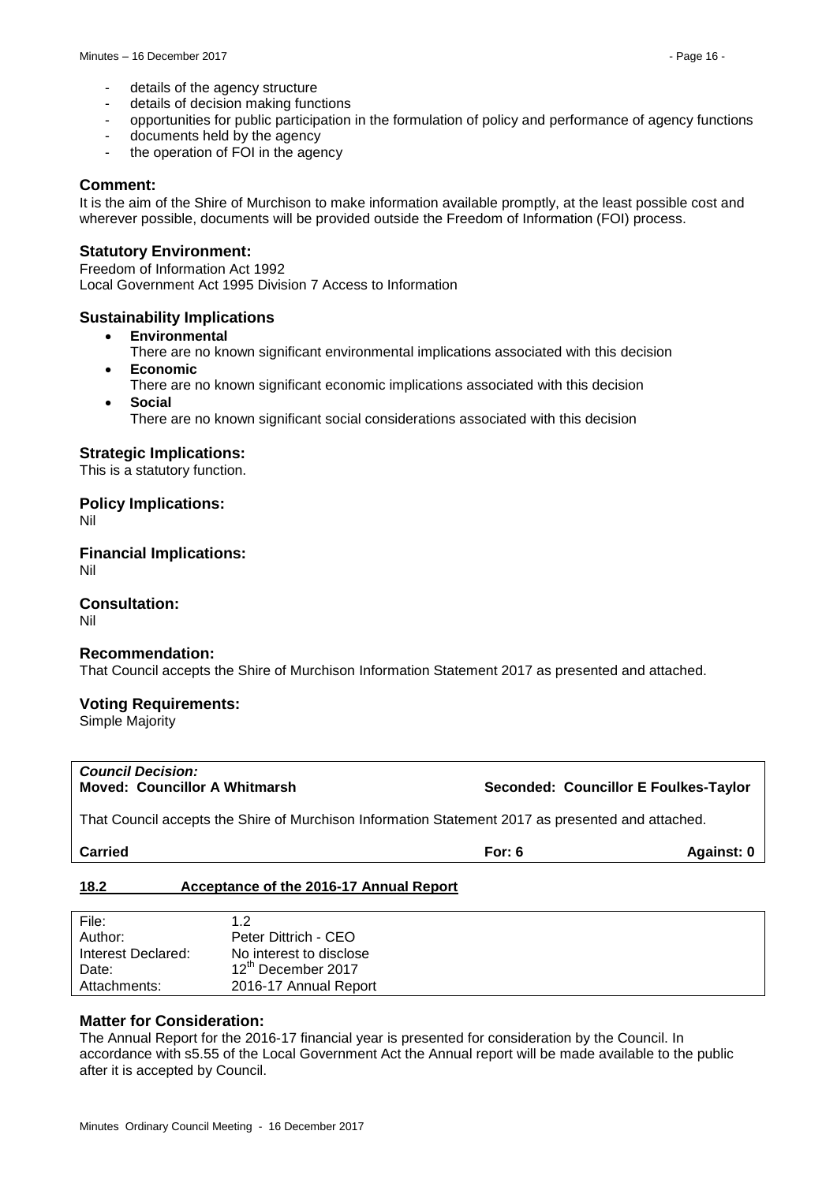- details of the agency structure
- details of decision making functions
- opportunities for public participation in the formulation of policy and performance of agency functions
- documents held by the agency
- the operation of FOI in the agency

### Comment:

It is the aim of the Shire of Murchison to make information available promptly, at the least possible cost and wherever possible, documents will be provided outside the Freedom of Information (FOI) process.

### Statutory Environment:

Freedom of Information Act 1992
Local Government Act 1995 Division 7 Access to Information

### Sustainability Implications

- **Environmental**
  There are no known significant environmental implications associated with this decision
- **Economic**
  There are no known significant economic implications associated with this decision
- **Social**
  There are no known significant social considerations associated with this decision

### Strategic Implications:

This is a statutory function.

### Policy Implications:

Nil

### Financial Implications:

Nil

### Consultation:

Nil

### Recommendation:

That Council accepts the Shire of Murchison Information Statement 2017 as presented and attached.

### Voting Requirements:

Simple Majority

***Council Decision:***
**Moved: Councillor A Whitmarsh** | **Seconded: Councillor E Foulkes-Taylor**

That Council accepts the Shire of Murchison Information Statement 2017 as presented and attached.

**Carried** | **For: 6** | **Against: 0**

## 18.2 Acceptance of the 2016-17 Annual Report

| | |
|---|---|
| File: | 1.2 |
| Author: | Peter Dittrich - CEO |
| Interest Declared: | No interest to disclose |
| Date: | 12th December 2017 |
| Attachments: | 2016-17 Annual Report |

### Matter for Consideration:

The Annual Report for the 2016-17 financial year is presented for consideration by the Council. In accordance with s5.55 of the Local Government Act the Annual report will be made available to the public after it is accepted by Council.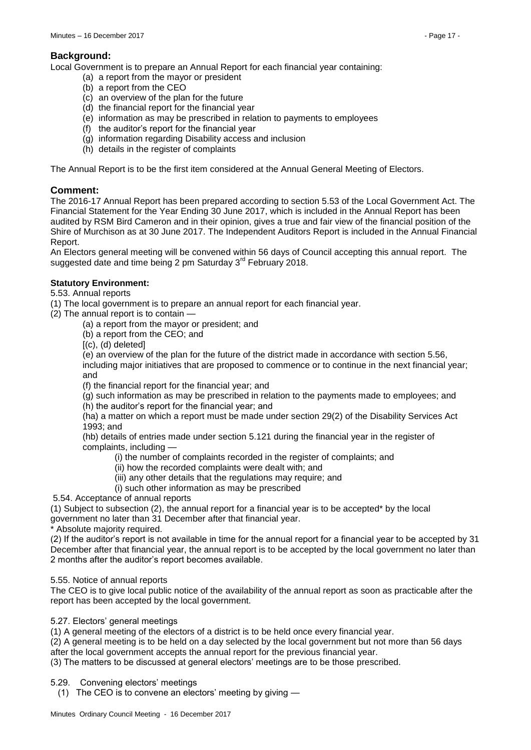## Background:

Local Government is to prepare an Annual Report for each financial year containing:

- (a) a report from the mayor or president
- (b) a report from the CEO
- (c) an overview of the plan for the future
- (d) the financial report for the financial year
- (e) information as may be prescribed in relation to payments to employees
- (f) the auditor's report for the financial year
- (g) information regarding Disability access and inclusion
- (h) details in the register of complaints

The Annual Report is to be the first item considered at the Annual General Meeting of Electors.

## Comment:

The 2016-17 Annual Report has been prepared according to section 5.53 of the Local Government Act. The Financial Statement for the Year Ending 30 June 2017, which is included in the Annual Report has been audited by RSM Bird Cameron and in their opinion, gives a true and fair view of the financial position of the Shire of Murchison as at 30 June 2017. The Independent Auditors Report is included in the Annual Financial Report.

An Electors general meeting will be convened within 56 days of Council accepting this annual report. The suggested date and time being 2 pm Saturday 3rd February 2018.

**Statutory Environment:**

5.53. Annual reports

(1) The local government is to prepare an annual report for each financial year.

(2) The annual report is to contain —

(a) a report from the mayor or president; and

(b) a report from the CEO; and

[(c), (d) deleted]

(e) an overview of the plan for the future of the district made in accordance with section 5.56, including major initiatives that are proposed to commence or to continue in the next financial year; and

(f) the financial report for the financial year; and

(g) such information as may be prescribed in relation to the payments made to employees; and

(h) the auditor's report for the financial year; and

(ha) a matter on which a report must be made under section 29(2) of the Disability Services Act 1993; and

(hb) details of entries made under section 5.121 during the financial year in the register of complaints, including —

(i) the number of complaints recorded in the register of complaints; and

(ii) how the recorded complaints were dealt with; and

(iii) any other details that the regulations may require; and

(i) such other information as may be prescribed

5.54. Acceptance of annual reports

(1) Subject to subsection (2), the annual report for a financial year is to be accepted* by the local government no later than 31 December after that financial year.

* Absolute majority required.

(2) If the auditor's report is not available in time for the annual report for a financial year to be accepted by 31 December after that financial year, the annual report is to be accepted by the local government no later than 2 months after the auditor's report becomes available.

5.55. Notice of annual reports

The CEO is to give local public notice of the availability of the annual report as soon as practicable after the report has been accepted by the local government.

5.27. Electors' general meetings

(1) A general meeting of the electors of a district is to be held once every financial year.

(2) A general meeting is to be held on a day selected by the local government but not more than 56 days after the local government accepts the annual report for the previous financial year.

(3) The matters to be discussed at general electors' meetings are to be those prescribed.

5.29. Convening electors' meetings

(1) The CEO is to convene an electors' meeting by giving —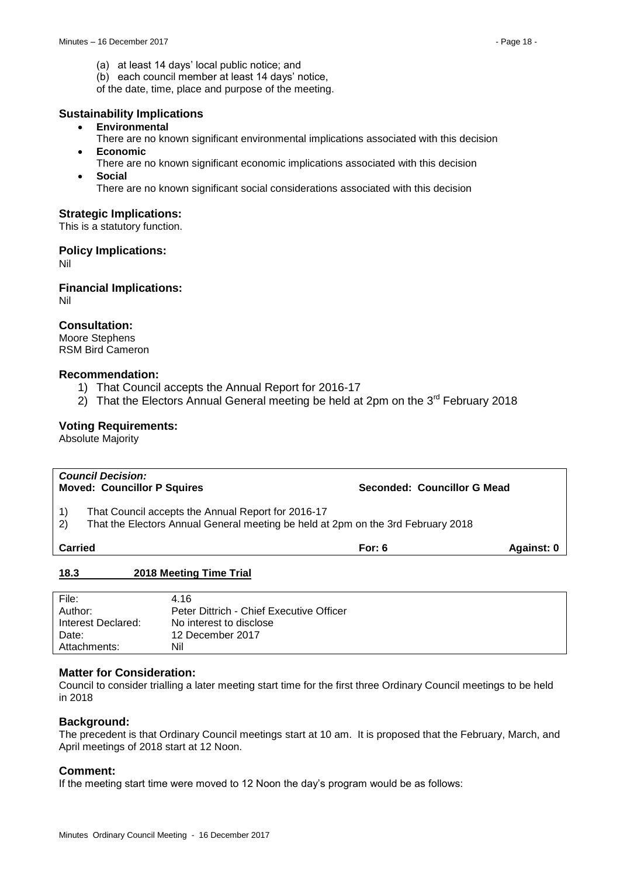(a) at least 14 days' local public notice; and
(b) each council member at least 14 days' notice,
of the date, time, place and purpose of the meeting.

### Sustainability Implications

- **Environmental**
  There are no known significant environmental implications associated with this decision
- **Economic**
  There are no known significant economic implications associated with this decision
- **Social**
  There are no known significant social considerations associated with this decision

### Strategic Implications:

This is a statutory function.

### Policy Implications:

Nil

### Financial Implications:

Nil

### Consultation:

Moore Stephens
RSM Bird Cameron

### Recommendation:

1) That Council accepts the Annual Report for 2016-17
2) That the Electors Annual General meeting be held at 2pm on the 3rd February 2018

### Voting Requirements:

Absolute Majority

| ***Council Decision:*** **Moved: Councillor P Squires** | **Seconded: Councillor G Mead** | |
|---|---|---|
| 1) That Council accepts the Annual Report for 2016-17<br>2) That the Electors Annual General meeting be held at 2pm on the 3rd February 2018 | | |
| **Carried** | **For: 6** | **Against: 0** |

## 18.3 2018 Meeting Time Trial

| | |
|---|---|
| File: | 4.16 |
| Author: | Peter Dittrich - Chief Executive Officer |
| Interest Declared: | No interest to disclose |
| Date: | 12 December 2017 |
| Attachments: | Nil |

### Matter for Consideration:

Council to consider trialling a later meeting start time for the first three Ordinary Council meetings to be held in 2018

### Background:

The precedent is that Ordinary Council meetings start at 10 am. It is proposed that the February, March, and April meetings of 2018 start at 12 Noon.

### Comment:

If the meeting start time were moved to 12 Noon the day's program would be as follows: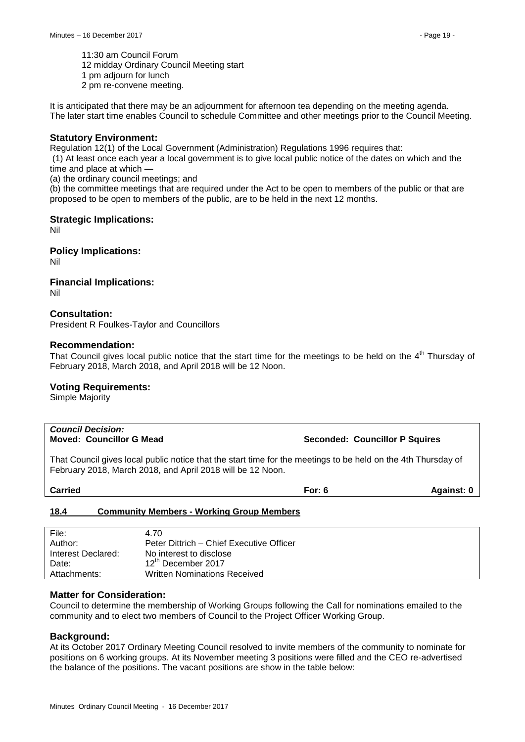11:30 am Council Forum
12 midday Ordinary Council Meeting start
1 pm adjourn for lunch
2 pm re-convene meeting.

It is anticipated that there may be an adjournment for afternoon tea depending on the meeting agenda.
The later start time enables Council to schedule Committee and other meetings prior to the Council Meeting.

### Statutory Environment:

Regulation 12(1) of the Local Government (Administration) Regulations 1996 requires that:

(1) At least once each year a local government is to give local public notice of the dates on which and the time and place at which —

(a) the ordinary council meetings; and

(b) the committee meetings that are required under the Act to be open to members of the public or that are proposed to be open to members of the public, are to be held in the next 12 months.

### Strategic Implications:

Nil

### Policy Implications:

Nil

### Financial Implications:

Nil

### Consultation:

President R Foulkes-Taylor and Councillors

### Recommendation:

That Council gives local public notice that the start time for the meetings to be held on the 4th Thursday of February 2018, March 2018, and April 2018 will be 12 Noon.

### Voting Requirements:

Simple Majority

***Council Decision:***
**Moved: Councillor G Mead** **Seconded: Councillor P Squires**

That Council gives local public notice that the start time for the meetings to be held on the 4th Thursday of February 2018, March 2018, and April 2018 will be 12 Noon.

**Carried** **For: 6** **Against: 0**

## 18.4 Community Members - Working Group Members

| | |
|---|---|
| File: | 4.70 |
| Author: | Peter Dittrich – Chief Executive Officer |
| Interest Declared: | No interest to disclose |
| Date: | 12th December 2017 |
| Attachments: | Written Nominations Received |

### Matter for Consideration:

Council to determine the membership of Working Groups following the Call for nominations emailed to the community and to elect two members of Council to the Project Officer Working Group.

### Background:

At its October 2017 Ordinary Meeting Council resolved to invite members of the community to nominate for positions on 6 working groups. At its November meeting 3 positions were filled and the CEO re-advertised the balance of the positions. The vacant positions are show in the table below: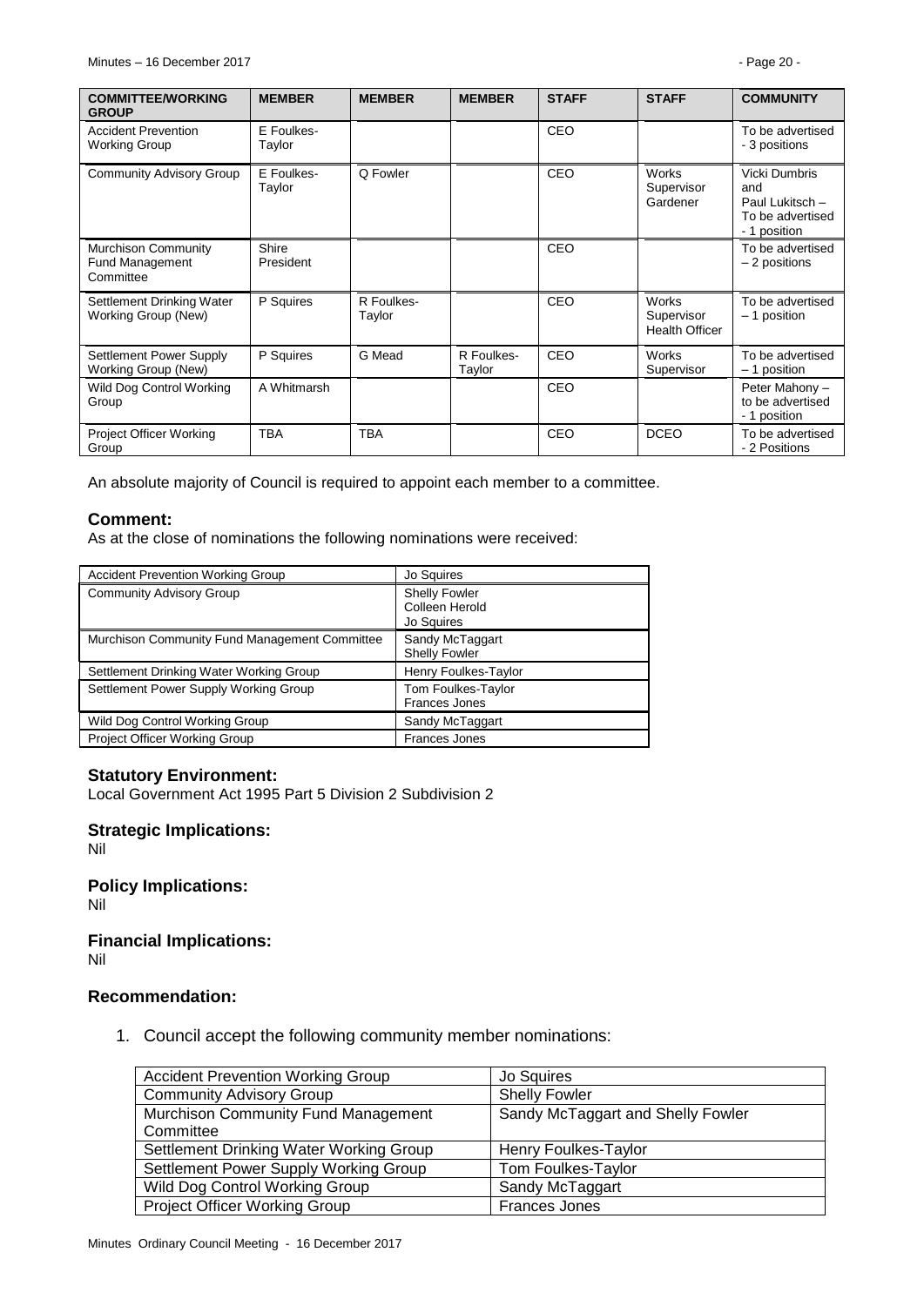| COMMITTEE/WORKING GROUP | MEMBER | MEMBER | MEMBER | STAFF | STAFF | COMMUNITY |
| --- | --- | --- | --- | --- | --- | --- |
| Accident Prevention Working Group | E Foulkes-Taylor | | | CEO | | To be advertised - 3 positions |
| Community Advisory Group | E Foulkes-Taylor | Q Fowler | | CEO | Works Supervisor Gardener | Vicki Dumbris and Paul Lukitsch – To be advertised - 1 position |
| Murchison Community Fund Management Committee | Shire President | | | CEO | | To be advertised – 2 positions |
| Settlement Drinking Water Working Group (New) | P Squires | R Foulkes-Taylor | | CEO | Works Supervisor Health Officer | To be advertised – 1 position |
| Settlement Power Supply Working Group (New) | P Squires | G Mead | R Foulkes-Taylor | CEO | Works Supervisor | To be advertised – 1 position |
| Wild Dog Control Working Group | A Whitmarsh | | | CEO | | Peter Mahony – to be advertised - 1 position |
| Project Officer Working Group | TBA | TBA | | CEO | DCEO | To be advertised - 2 Positions |

An absolute majority of Council is required to appoint each member to a committee.

### Comment:

As at the close of nominations the following nominations were received:

| Committee/Working Group | Nominations |
| --- | --- |
| Accident Prevention Working Group | Jo Squires |
| Community Advisory Group | Shelly Fowler<br>Colleen Herold<br>Jo Squires |
| Murchison Community Fund Management Committee | Sandy McTaggart<br>Shelly Fowler |
| Settlement Drinking Water Working Group | Henry Foulkes-Taylor |
| Settlement Power Supply Working Group | Tom Foulkes-Taylor<br>Frances Jones |
| Wild Dog Control Working Group | Sandy McTaggart |
| Project Officer Working Group | Frances Jones |

### Statutory Environment:

Local Government Act 1995 Part 5 Division 2 Subdivision 2

### Strategic Implications:

Nil

### Policy Implications:

Nil

### Financial Implications:

Nil

### Recommendation:

1. Council accept the following community member nominations:

| Committee/Working Group | Nominee |
| --- | --- |
| Accident Prevention Working Group | Jo Squires |
| Community Advisory Group | Shelly Fowler |
| Murchison Community Fund Management Committee | Sandy McTaggart and Shelly Fowler |
| Settlement Drinking Water Working Group | Henry Foulkes-Taylor |
| Settlement Power Supply Working Group | Tom Foulkes-Taylor |
| Wild Dog Control Working Group | Sandy McTaggart |
| Project Officer Working Group | Frances Jones |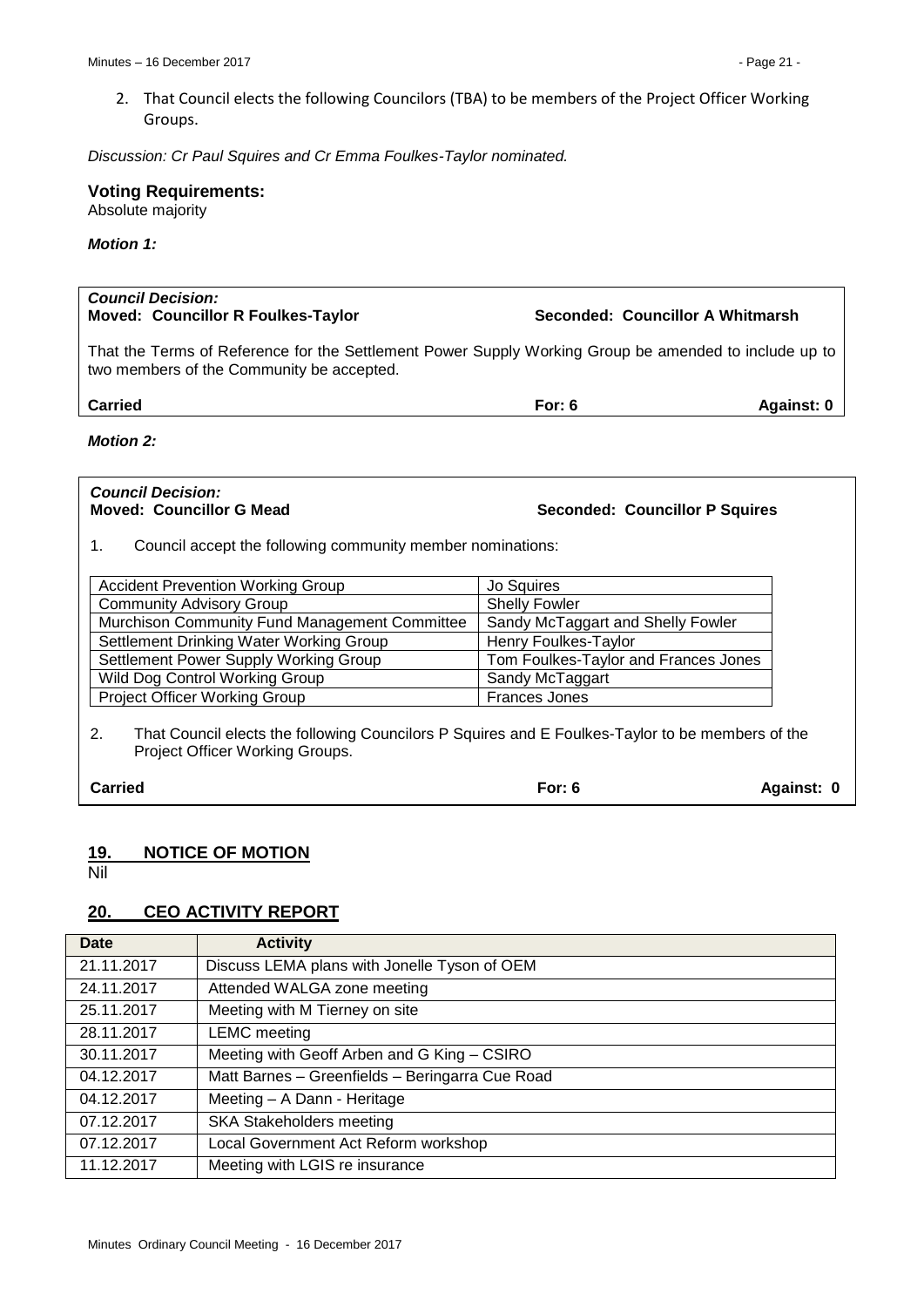2. That Council elects the following Councilors (TBA) to be members of the Project Officer Working Groups.

*Discussion: Cr Paul Squires and Cr Emma Foulkes-Taylor nominated.*

**Voting Requirements:**
Absolute majority

***Motion 1:***

***Council Decision:***
**Moved: Councillor R Foulkes-Taylor** **Seconded: Councillor A Whitmarsh**

That the Terms of Reference for the Settlement Power Supply Working Group be amended to include up to two members of the Community be accepted.

**Carried** **For: 6** **Against: 0**

***Motion 2:***

***Council Decision:***
**Moved: Councillor G Mead** **Seconded: Councillor P Squires**

1. Council accept the following community member nominations:

| | |
|---|---|
| Accident Prevention Working Group | Jo Squires |
| Community Advisory Group | Shelly Fowler |
| Murchison Community Fund Management Committee | Sandy McTaggart and Shelly Fowler |
| Settlement Drinking Water Working Group | Henry Foulkes-Taylor |
| Settlement Power Supply Working Group | Tom Foulkes-Taylor and Frances Jones |
| Wild Dog Control Working Group | Sandy McTaggart |
| Project Officer Working Group | Frances Jones |

2. That Council elects the following Councilors P Squires and E Foulkes-Taylor to be members of the Project Officer Working Groups.

**Carried** **For: 6** **Against: 0**

## 19. NOTICE OF MOTION

Nil

## 20. CEO ACTIVITY REPORT

| Date | Activity |
|---|---|
| 21.11.2017 | Discuss LEMA plans with Jonelle Tyson of OEM |
| 24.11.2017 | Attended WALGA zone meeting |
| 25.11.2017 | Meeting with M Tierney on site |
| 28.11.2017 | LEMC meeting |
| 30.11.2017 | Meeting with Geoff Arben and G King – CSIRO |
| 04.12.2017 | Matt Barnes – Greenfields – Beringarra Cue Road |
| 04.12.2017 | Meeting – A Dann - Heritage |
| 07.12.2017 | SKA Stakeholders meeting |
| 07.12.2017 | Local Government Act Reform workshop |
| 11.12.2017 | Meeting with LGIS re insurance |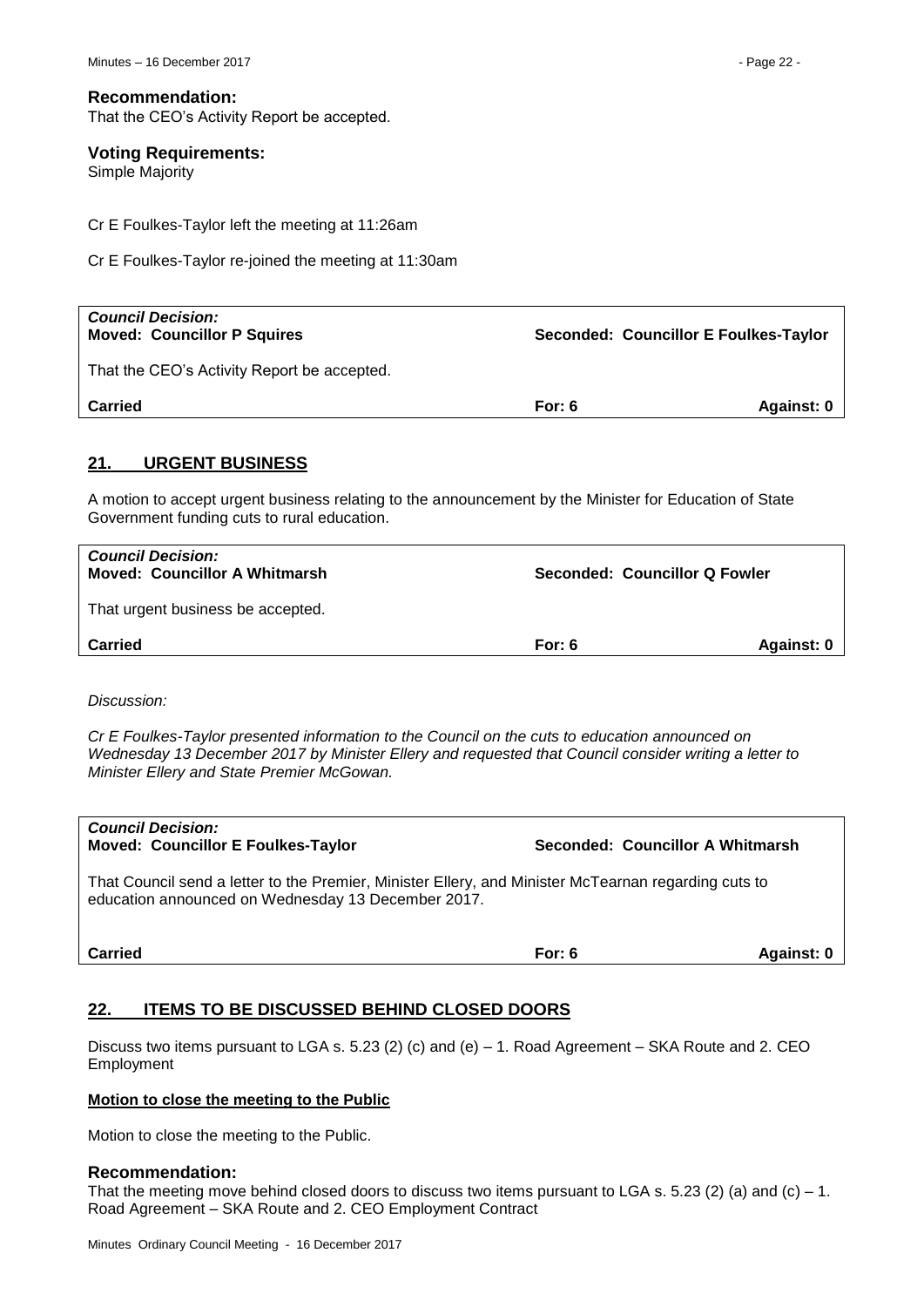**Recommendation:**
That the CEO's Activity Report be accepted.

**Voting Requirements:**
Simple Majority

Cr E Foulkes-Taylor left the meeting at 11:26am

Cr E Foulkes-Taylor re-joined the meeting at 11:30am

| ***Council Decision:*** **Moved: Councillor P Squires** | **Seconded: Councillor E Foulkes-Taylor** | |
|---|---|---|
| That the CEO's Activity Report be accepted. | | |
| **Carried** | **For: 6** | **Against: 0** |

## 21. URGENT BUSINESS

A motion to accept urgent business relating to the announcement by the Minister for Education of State Government funding cuts to rural education.

| ***Council Decision:*** **Moved: Councillor A Whitmarsh** | **Seconded: Councillor Q Fowler** | |
|---|---|---|
| That urgent business be accepted. | | |
| **Carried** | **For: 6** | **Against: 0** |

*Discussion:*

*Cr E Foulkes-Taylor presented information to the Council on the cuts to education announced on Wednesday 13 December 2017 by Minister Ellery and requested that Council consider writing a letter to Minister Ellery and State Premier McGowan.*

| ***Council Decision:*** **Moved: Councillor E Foulkes-Taylor** | **Seconded: Councillor A Whitmarsh** | |
|---|---|---|
| That Council send a letter to the Premier, Minister Ellery, and Minister McTearnan regarding cuts to education announced on Wednesday 13 December 2017. | | |
| **Carried** | **For: 6** | **Against: 0** |

## 22. ITEMS TO BE DISCUSSED BEHIND CLOSED DOORS

Discuss two items pursuant to LGA s. 5.23 (2) (c) and (e) – 1. Road Agreement – SKA Route and 2. CEO Employment

**Motion to close the meeting to the Public**

Motion to close the meeting to the Public.

**Recommendation:**
That the meeting move behind closed doors to discuss two items pursuant to LGA s. 5.23 (2) (a) and (c) – 1. Road Agreement – SKA Route and 2. CEO Employment Contract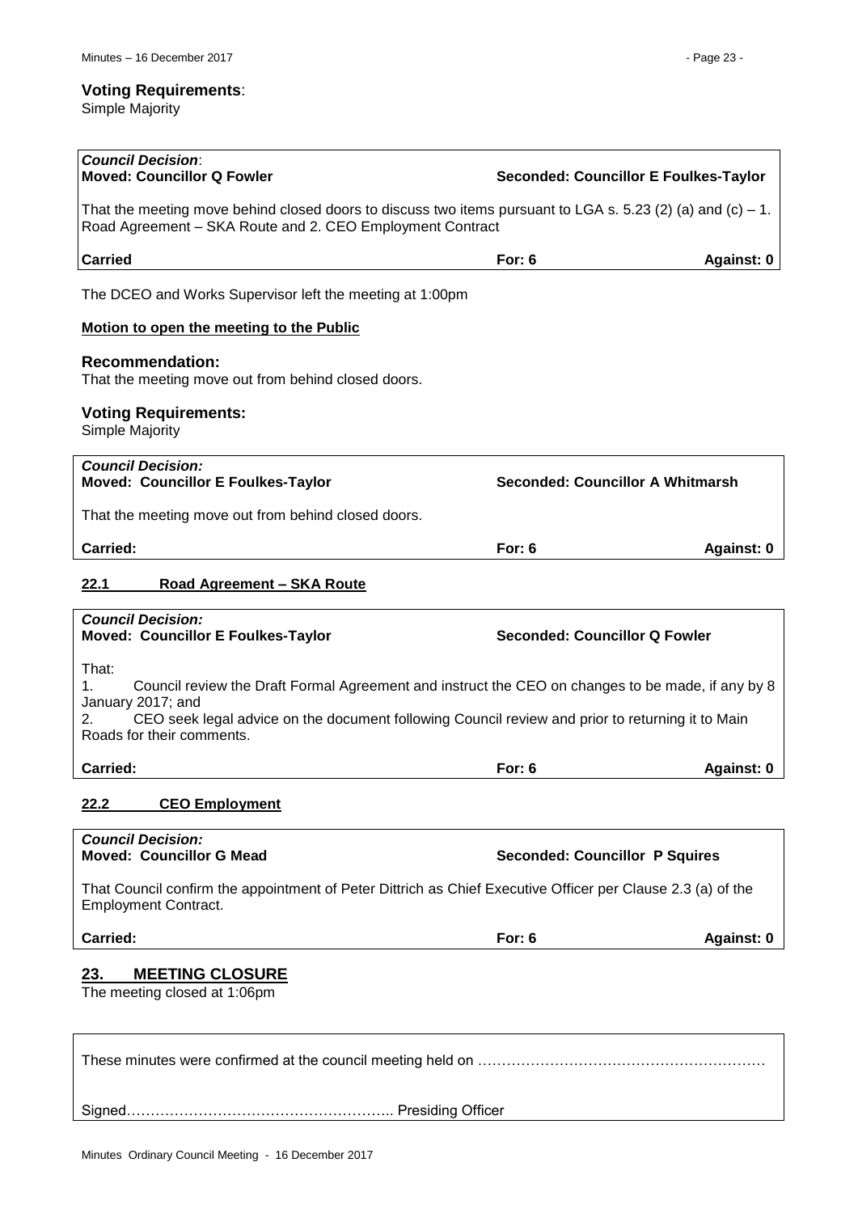**Voting Requirements**:
Simple Majority

| | | |
|---|---|---|
| ***Council Decision*:** **Moved: Councillor Q Fowler** | | **Seconded: Councillor E Foulkes-Taylor** |
| That the meeting move behind closed doors to discuss two items pursuant to LGA s. 5.23 (2) (a) and (c) – 1. Road Agreement – SKA Route and 2. CEO Employment Contract | | |
| **Carried** | **For: 6** | **Against: 0** |

The DCEO and Works Supervisor left the meeting at 1:00pm

**Motion to open the meeting to the Public**

### Recommendation:

That the meeting move out from behind closed doors.

### Voting Requirements:

Simple Majority

| | | |
|---|---|---|
| ***Council Decision:*** **Moved: Councillor E Foulkes-Taylor** | | **Seconded: Councillor A Whitmarsh** |
| That the meeting move out from behind closed doors. | | |
| **Carried:** | **For: 6** | **Against: 0** |

## 22.1 Road Agreement – SKA Route

| | | |
|---|---|---|
| ***Council Decision:*** **Moved: Councillor E Foulkes-Taylor** | | **Seconded: Councillor Q Fowler** |
| That:<br>1. Council review the Draft Formal Agreement and instruct the CEO on changes to be made, if any by 8 January 2017; and<br>2. CEO seek legal advice on the document following Council review and prior to returning it to Main Roads for their comments. | | |
| **Carried:** | **For: 6** | **Against: 0** |

## 22.2 CEO Employment

| | | |
|---|---|---|
| ***Council Decision:*** **Moved: Councillor G Mead** | | **Seconded: Councillor P Squires** |
| That Council confirm the appointment of Peter Dittrich as Chief Executive Officer per Clause 2.3 (a) of the Employment Contract. | | |
| **Carried:** | **For: 6** | **Against: 0** |

## 23. MEETING CLOSURE

The meeting closed at 1:06pm

These minutes were confirmed at the council meeting held on ……………………………………………………

Signed……………………………………………….. Presiding Officer